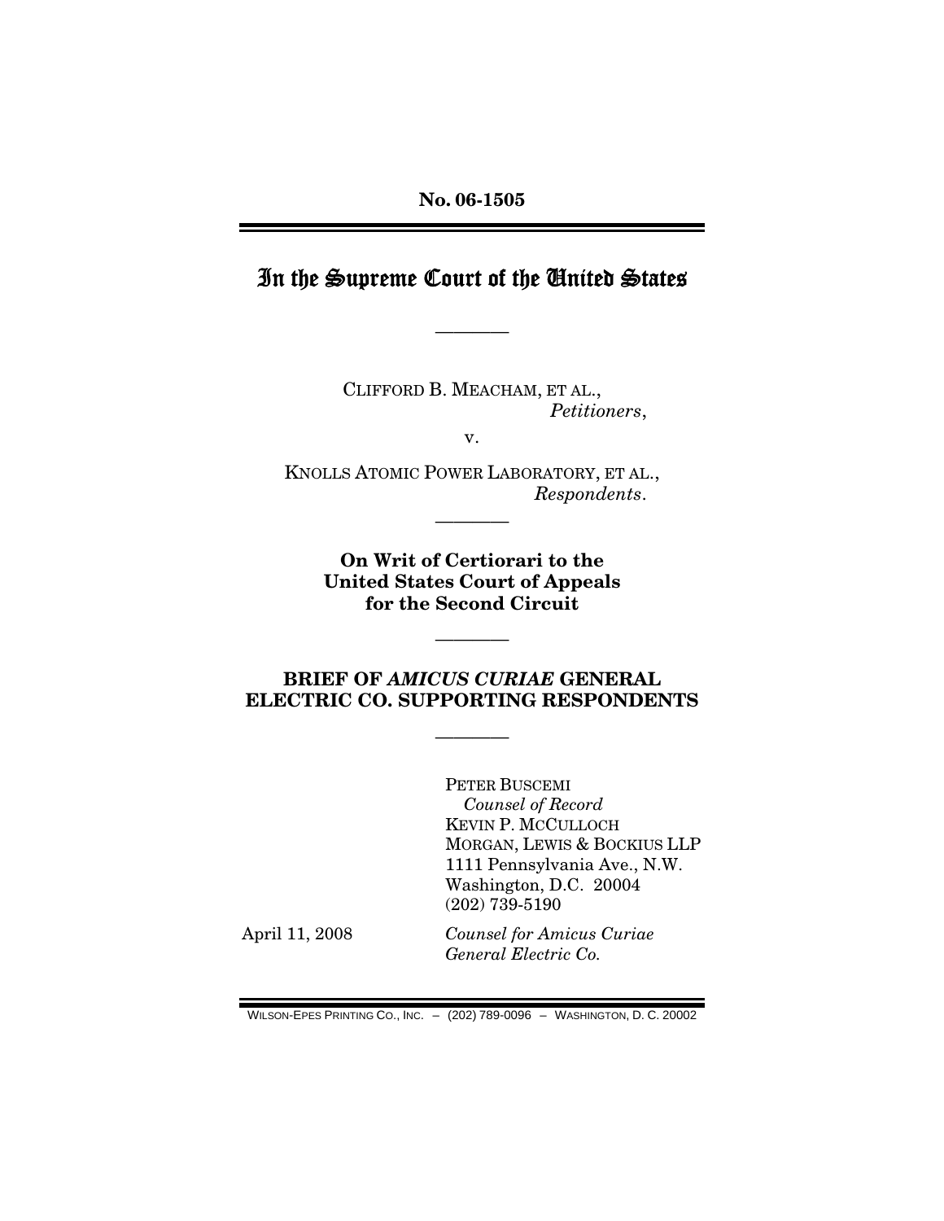No. 06-1505

# In the Supreme Court of the United States

---

CLIFFORD B. MEACHAM, ET AL.,
*Petitioners*,

v.

KNOLLS ATOMIC POWER LABORATORY, ET AL.,
*Respondents*.

---

**On Writ of Certiorari to the United States Court of Appeals for the Second Circuit**

---

**BRIEF OF *AMICUS CURIAE* GENERAL ELECTRIC CO. SUPPORTING RESPONDENTS**

---

PETER BUSCEMI
*Counsel of Record*
KEVIN P. MCCULLOCH
MORGAN, LEWIS & BOCKIUS LLP
1111 Pennsylvania Ave., N.W.
Washington, D.C. 20004
(202) 739-5190

April 11, 2008

*Counsel for Amicus Curiae General Electric Co.*

WILSON-EPES PRINTING CO., INC. – (202) 789-0096 – WASHINGTON, D. C. 20002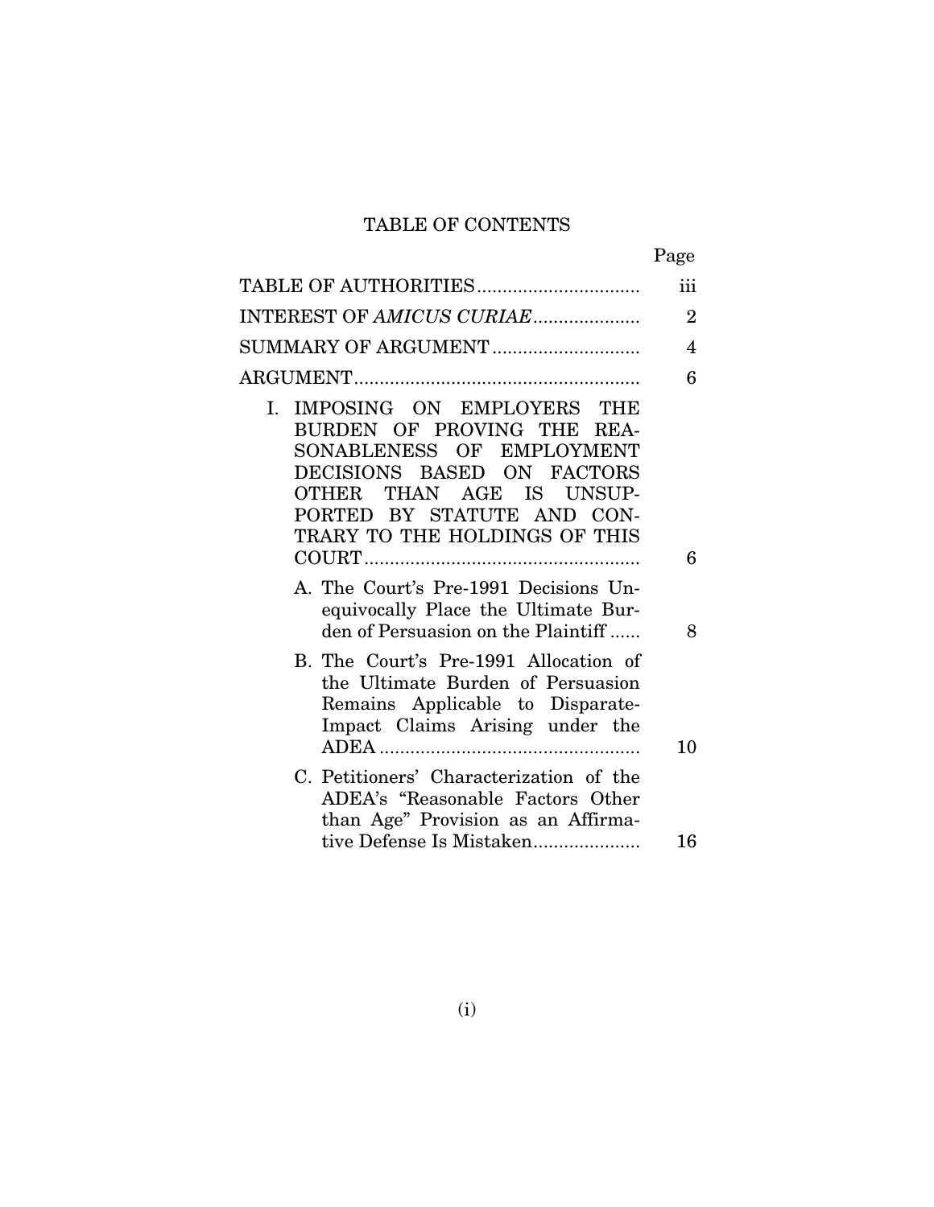# TABLE OF CONTENTS

| | Page |
|---|---|
| TABLE OF AUTHORITIES | iii |
| INTEREST OF *AMICUS CURIAE* | 2 |
| SUMMARY OF ARGUMENT | 4 |
| ARGUMENT | 6 |
| I. IMPOSING ON EMPLOYERS THE BURDEN OF PROVING THE REASONABLENESS OF EMPLOYMENT DECISIONS BASED ON FACTORS OTHER THAN AGE IS UNSUPPORTED BY STATUTE AND CONTRARY TO THE HOLDINGS OF THIS COURT | 6 |
| A. The Court's Pre-1991 Decisions Unequivocally Place the Ultimate Burden of Persuasion on the Plaintiff | 8 |
| B. The Court's Pre-1991 Allocation of the Ultimate Burden of Persuasion Remains Applicable to Disparate-Impact Claims Arising under the ADEA | 10 |
| C. Petitioners' Characterization of the ADEA's "Reasonable Factors Other than Age" Provision as an Affirmative Defense Is Mistaken | 16 |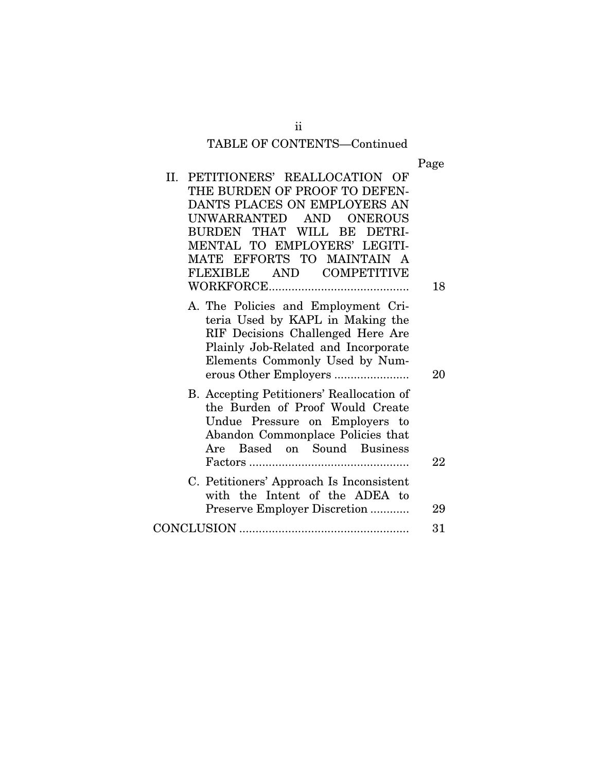TABLE OF CONTENTS—Continued

| | Page |
|---|---|
| II. PETITIONERS' REALLOCATION OF THE BURDEN OF PROOF TO DEFENDANTS PLACES ON EMPLOYERS AN UNWARRANTED AND ONEROUS BURDEN THAT WILL BE DETRIMENTAL TO EMPLOYERS' LEGITIMATE EFFORTS TO MAINTAIN A FLEXIBLE AND COMPETITIVE WORKFORCE | 18 |
| A. The Policies and Employment Criteria Used by KAPL in Making the RIF Decisions Challenged Here Are Plainly Job-Related and Incorporate Elements Commonly Used by Numerous Other Employers | 20 |
| B. Accepting Petitioners' Reallocation of the Burden of Proof Would Create Undue Pressure on Employers to Abandon Commonplace Policies that Are Based on Sound Business Factors | 22 |
| C. Petitioners' Approach Is Inconsistent with the Intent of the ADEA to Preserve Employer Discretion | 29 |
| CONCLUSION | 31 |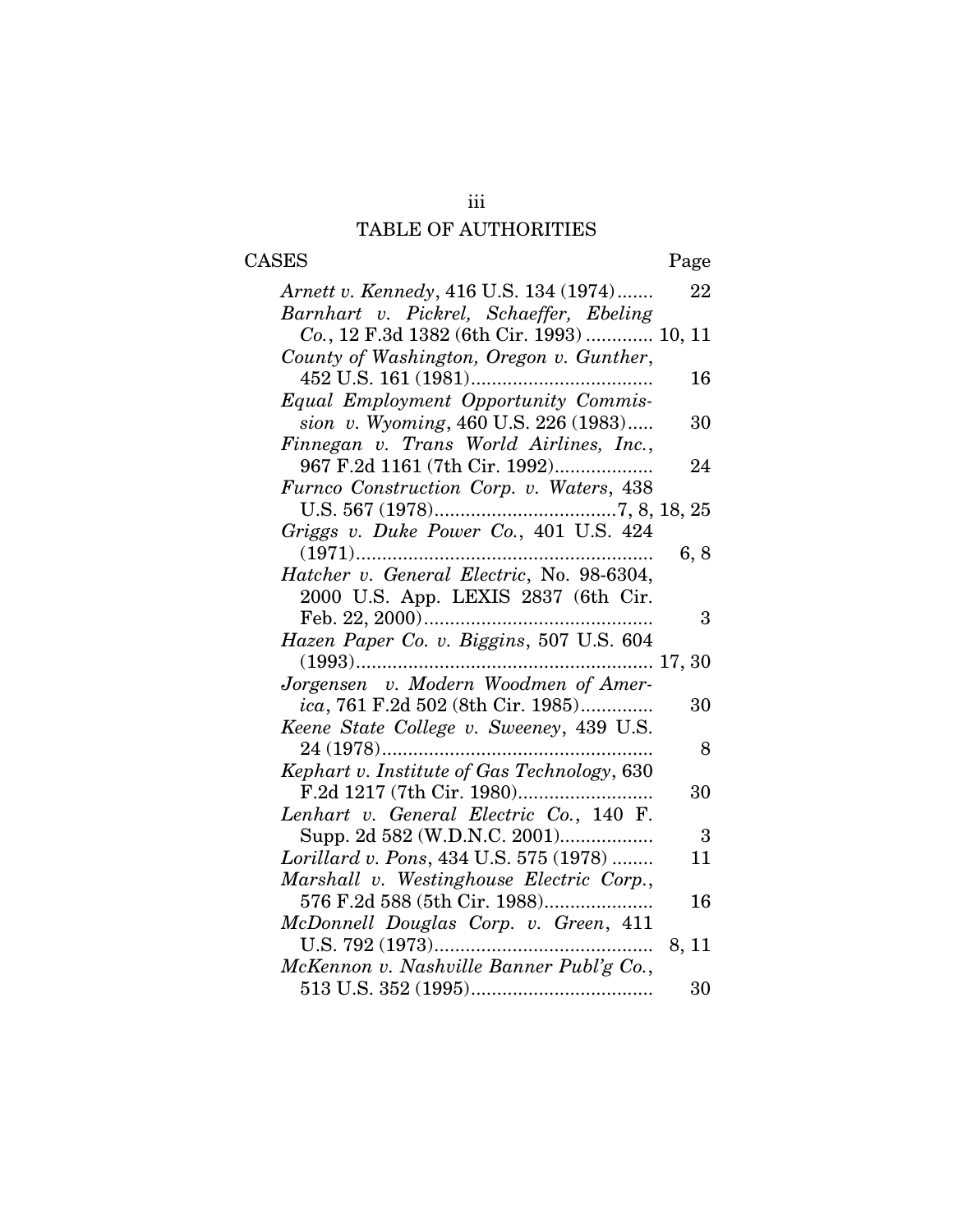# TABLE OF AUTHORITIES

| CASES | Page |
|---|---|
| *Arnett v. Kennedy*, 416 U.S. 134 (1974) | 22 |
| *Barnhart v. Pickrel, Schaeffer, Ebeling Co.*, 12 F.3d 1382 (6th Cir. 1993) | 10, 11 |
| *County of Washington, Oregon v. Gunther*, 452 U.S. 161 (1981) | 16 |
| *Equal Employment Opportunity Commission v. Wyoming*, 460 U.S. 226 (1983) | 30 |
| *Finnegan v. Trans World Airlines, Inc.*, 967 F.2d 1161 (7th Cir. 1992) | 24 |
| *Furnco Construction Corp. v. Waters*, 438 U.S. 567 (1978) | 7, 8, 18, 25 |
| *Griggs v. Duke Power Co.*, 401 U.S. 424 (1971) | 6, 8 |
| *Hatcher v. General Electric*, No. 98-6304, 2000 U.S. App. LEXIS 2837 (6th Cir. Feb. 22, 2000) | 3 |
| *Hazen Paper Co. v. Biggins*, 507 U.S. 604 (1993) | 17, 30 |
| *Jorgensen v. Modern Woodmen of America*, 761 F.2d 502 (8th Cir. 1985) | 30 |
| *Keene State College v. Sweeney*, 439 U.S. 24 (1978) | 8 |
| *Kephart v. Institute of Gas Technology*, 630 F.2d 1217 (7th Cir. 1980) | 30 |
| *Lenhart v. General Electric Co.*, 140 F. Supp. 2d 582 (W.D.N.C. 2001) | 3 |
| *Lorillard v. Pons*, 434 U.S. 575 (1978) | 11 |
| *Marshall v. Westinghouse Electric Corp.*, 576 F.2d 588 (5th Cir. 1988) | 16 |
| *McDonnell Douglas Corp. v. Green*, 411 U.S. 792 (1973) | 8, 11 |
| *McKennon v. Nashville Banner Publ'g Co.*, 513 U.S. 352 (1995) | 30 |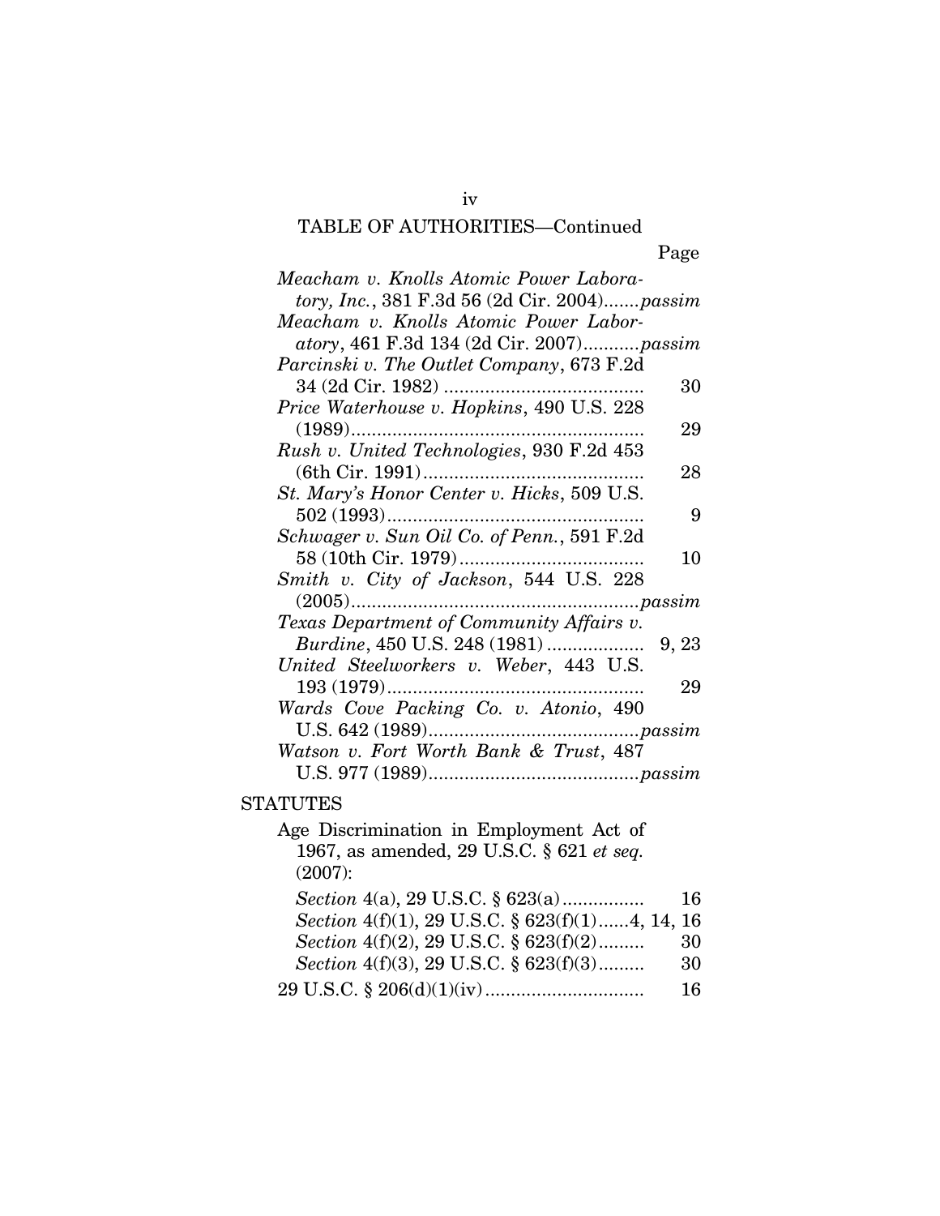TABLE OF AUTHORITIES—Continued

Page

*Meacham v. Knolls Atomic Power Laboratory, Inc.*, 381 F.3d 56 (2d Cir. 2004).......*passim*

*Meacham v. Knolls Atomic Power Laboratory*, 461 F.3d 134 (2d Cir. 2007)...........*passim*

*Parcinski v. The Outlet Company*, 673 F.2d 34 (2d Cir. 1982) ....................................... 30

*Price Waterhouse v. Hopkins*, 490 U.S. 228 (1989)......................................................... 29

*Rush v. United Technologies*, 930 F.2d 453 (6th Cir. 1991)........................................... 28

*St. Mary's Honor Center v. Hicks*, 509 U.S. 502 (1993).................................................. 9

*Schwager v. Sun Oil Co. of Penn.*, 591 F.2d 58 (10th Cir. 1979).................................... 10

*Smith v. City of Jackson*, 544 U.S. 228 (2005).......................................................*passim*

*Texas Department of Community Affairs v. Burdine*, 450 U.S. 248 (1981) .................. 9, 23

*United Steelworkers v. Weber*, 443 U.S. 193 (1979).................................................. 29

*Wards Cove Packing Co. v. Atonio*, 490 U.S. 642 (1989).........................................*passim*

*Watson v. Fort Worth Bank & Trust*, 487 U.S. 977 (1989).........................................*passim*

STATUTES

Age Discrimination in Employment Act of 1967, as amended, 29 U.S.C. § 621 *et seq.* (2007):

*Section* 4(a), 29 U.S.C. § 623(a)................ 16

*Section* 4(f)(1), 29 U.S.C. § 623(f)(1)......4, 14, 16

*Section* 4(f)(2), 29 U.S.C. § 623(f)(2)......... 30

*Section* 4(f)(3), 29 U.S.C. § 623(f)(3)......... 30

29 U.S.C. § 206(d)(1)(iv)............................... 16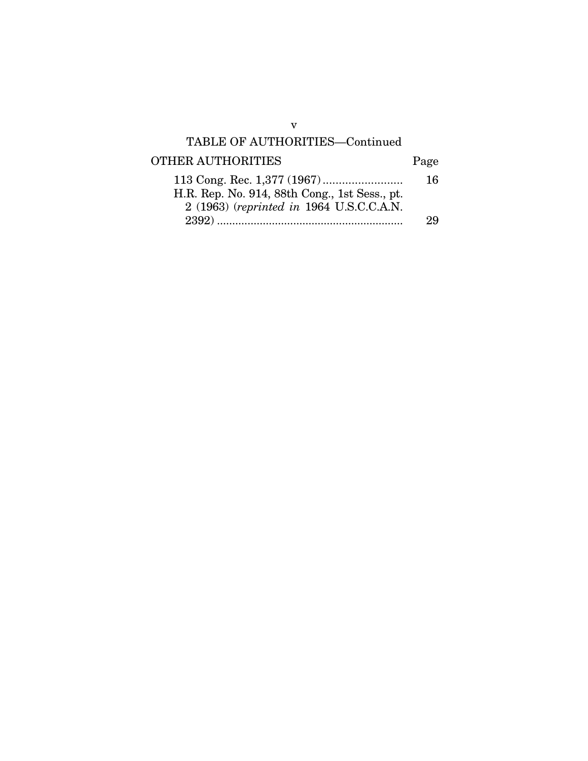## TABLE OF AUTHORITIES—Continued

| OTHER AUTHORITIES | Page |
|---|---|
| 113 Cong. Rec. 1,377 (1967) | 16 |
| H.R. Rep. No. 914, 88th Cong., 1st Sess., pt. 2 (1963) (*reprinted in* 1964 U.S.C.C.A.N. 2392) | 29 |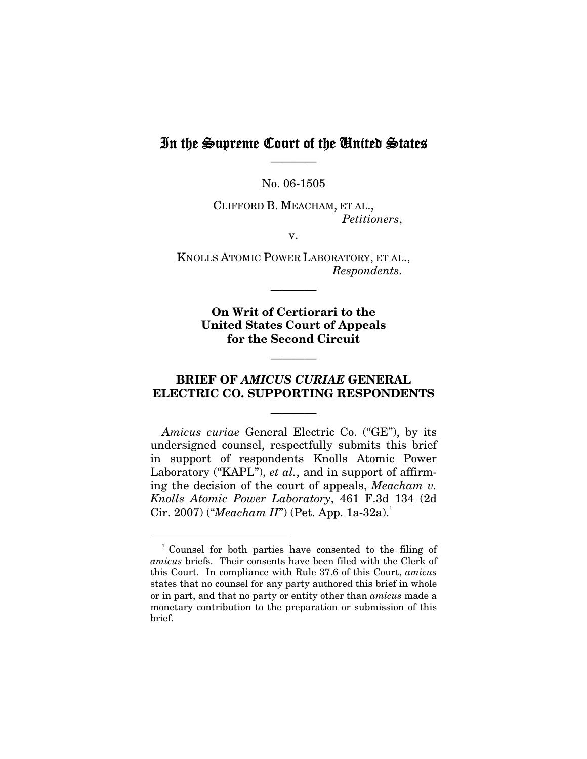# In the Supreme Court of the United States

No. 06-1505

CLIFFORD B. MEACHAM, ET AL.,
*Petitioners*,

v.

KNOLLS ATOMIC POWER LABORATORY, ET AL.,
*Respondents*.

**On Writ of Certiorari to the United States Court of Appeals for the Second Circuit**

**BRIEF OF *AMICUS CURIAE* GENERAL ELECTRIC CO. SUPPORTING RESPONDENTS**

*Amicus curiae* General Electric Co. ("GE"), by its undersigned counsel, respectfully submits this brief in support of respondents Knolls Atomic Power Laboratory ("KAPL"), *et al.*, and in support of affirming the decision of the court of appeals, *Meacham v. Knolls Atomic Power Laboratory*, 461 F.3d 134 (2d Cir. 2007) ("*Meacham II*") (Pet. App. 1a-32a).[1]

---

[1] Counsel for both parties have consented to the filing of *amicus* briefs. Their consents have been filed with the Clerk of this Court. In compliance with Rule 37.6 of this Court, *amicus* states that no counsel for any party authored this brief in whole or in part, and that no party or entity other than *amicus* made a monetary contribution to the preparation or submission of this brief.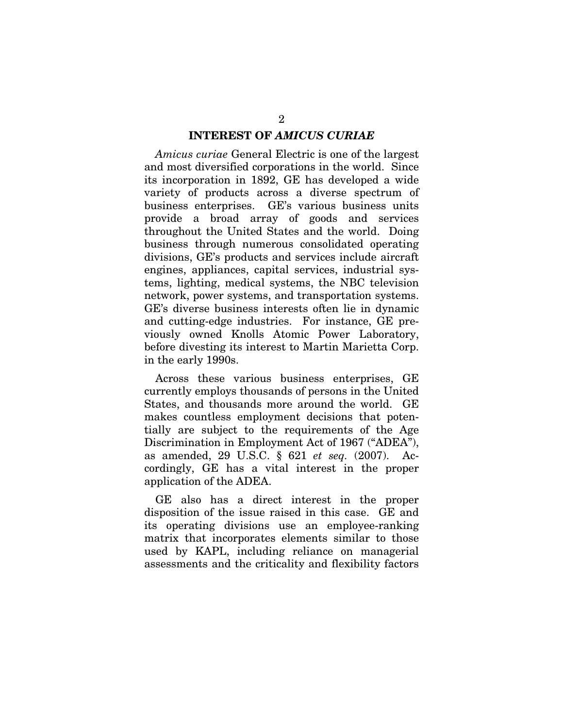## INTEREST OF *AMICUS CURIAE*

*Amicus curiae* General Electric is one of the largest and most diversified corporations in the world. Since its incorporation in 1892, GE has developed a wide variety of products across a diverse spectrum of business enterprises. GE's various business units provide a broad array of goods and services throughout the United States and the world. Doing business through numerous consolidated operating divisions, GE's products and services include aircraft engines, appliances, capital services, industrial systems, lighting, medical systems, the NBC television network, power systems, and transportation systems. GE's diverse business interests often lie in dynamic and cutting-edge industries. For instance, GE previously owned Knolls Atomic Power Laboratory, before divesting its interest to Martin Marietta Corp. in the early 1990s.

Across these various business enterprises, GE currently employs thousands of persons in the United States, and thousands more around the world. GE makes countless employment decisions that potentially are subject to the requirements of the Age Discrimination in Employment Act of 1967 ("ADEA"), as amended, 29 U.S.C. § 621 *et seq.* (2007). Accordingly, GE has a vital interest in the proper application of the ADEA.

GE also has a direct interest in the proper disposition of the issue raised in this case. GE and its operating divisions use an employee-ranking matrix that incorporates elements similar to those used by KAPL, including reliance on managerial assessments and the criticality and flexibility factors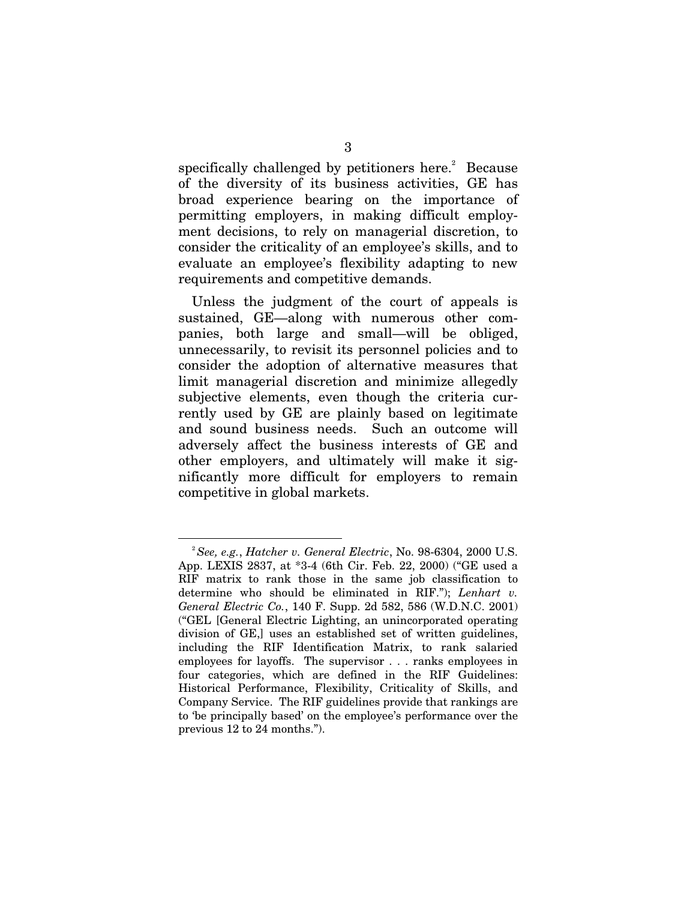specifically challenged by petitioners here.[2] Because of the diversity of its business activities, GE has broad experience bearing on the importance of permitting employers, in making difficult employment decisions, to rely on managerial discretion, to consider the criticality of an employee's skills, and to evaluate an employee's flexibility adapting to new requirements and competitive demands.

Unless the judgment of the court of appeals is sustained, GE—along with numerous other companies, both large and small—will be obliged, unnecessarily, to revisit its personnel policies and to consider the adoption of alternative measures that limit managerial discretion and minimize allegedly subjective elements, even though the criteria currently used by GE are plainly based on legitimate and sound business needs. Such an outcome will adversely affect the business interests of GE and other employers, and ultimately will make it significantly more difficult for employers to remain competitive in global markets.

---

[2] *See, e.g.*, *Hatcher v. General Electric*, No. 98-6304, 2000 U.S. App. LEXIS 2837, at *3-4 (6th Cir. Feb. 22, 2000) ("GE used a RIF matrix to rank those in the same job classification to determine who should be eliminated in RIF."); *Lenhart v. General Electric Co.*, 140 F. Supp. 2d 582, 586 (W.D.N.C. 2001) ("GEL [General Electric Lighting, an unincorporated operating division of GE,] uses an established set of written guidelines, including the RIF Identification Matrix, to rank salaried employees for layoffs. The supervisor . . . ranks employees in four categories, which are defined in the RIF Guidelines: Historical Performance, Flexibility, Criticality of Skills, and Company Service. The RIF guidelines provide that rankings are to 'be principally based' on the employee's performance over the previous 12 to 24 months.").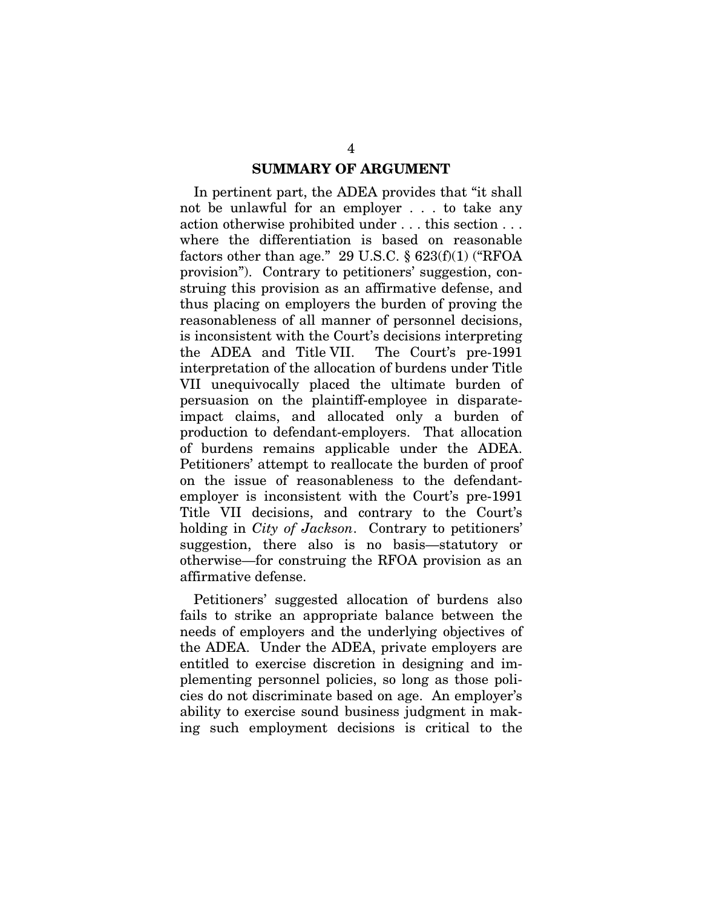## SUMMARY OF ARGUMENT

In pertinent part, the ADEA provides that "it shall not be unlawful for an employer . . . to take any action otherwise prohibited under . . . this section . . . where the differentiation is based on reasonable factors other than age." 29 U.S.C. § 623(f)(1) ("RFOA provision"). Contrary to petitioners' suggestion, construing this provision as an affirmative defense, and thus placing on employers the burden of proving the reasonableness of all manner of personnel decisions, is inconsistent with the Court's decisions interpreting the ADEA and Title VII. The Court's pre-1991 interpretation of the allocation of burdens under Title VII unequivocally placed the ultimate burden of persuasion on the plaintiff-employee in disparate-impact claims, and allocated only a burden of production to defendant-employers. That allocation of burdens remains applicable under the ADEA. Petitioners' attempt to reallocate the burden of proof on the issue of reasonableness to the defendant-employer is inconsistent with the Court's pre-1991 Title VII decisions, and contrary to the Court's holding in *City of Jackson*. Contrary to petitioners' suggestion, there also is no basis—statutory or otherwise—for construing the RFOA provision as an affirmative defense.

Petitioners' suggested allocation of burdens also fails to strike an appropriate balance between the needs of employers and the underlying objectives of the ADEA. Under the ADEA, private employers are entitled to exercise discretion in designing and implementing personnel policies, so long as those policies do not discriminate based on age. An employer's ability to exercise sound business judgment in making such employment decisions is critical to the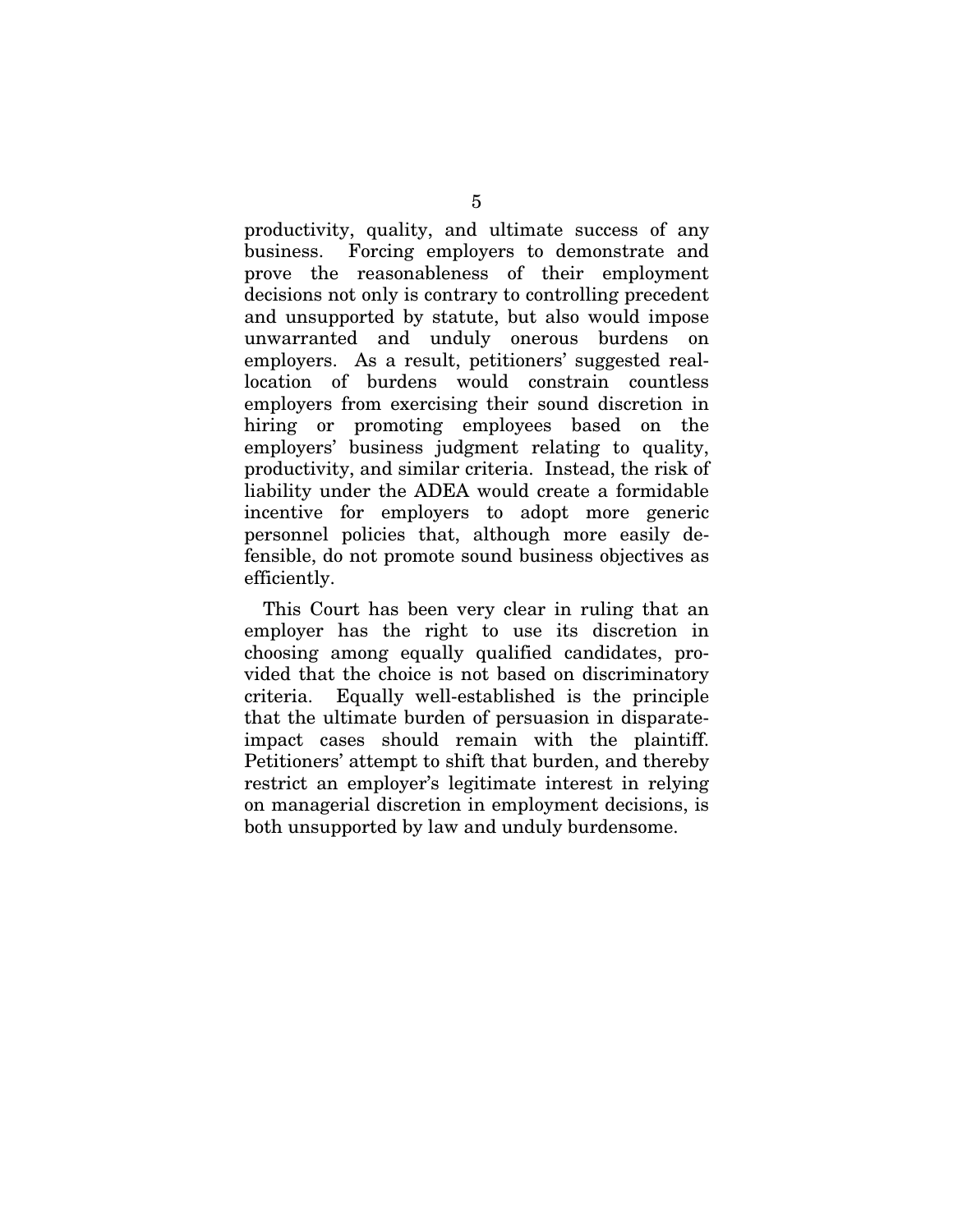productivity, quality, and ultimate success of any business. Forcing employers to demonstrate and prove the reasonableness of their employment decisions not only is contrary to controlling precedent and unsupported by statute, but also would impose unwarranted and unduly onerous burdens on employers. As a result, petitioners' suggested reallocation of burdens would constrain countless employers from exercising their sound discretion in hiring or promoting employees based on the employers' business judgment relating to quality, productivity, and similar criteria. Instead, the risk of liability under the ADEA would create a formidable incentive for employers to adopt more generic personnel policies that, although more easily defensible, do not promote sound business objectives as efficiently.

This Court has been very clear in ruling that an employer has the right to use its discretion in choosing among equally qualified candidates, provided that the choice is not based on discriminatory criteria. Equally well-established is the principle that the ultimate burden of persuasion in disparate-impact cases should remain with the plaintiff. Petitioners' attempt to shift that burden, and thereby restrict an employer's legitimate interest in relying on managerial discretion in employment decisions, is both unsupported by law and unduly burdensome.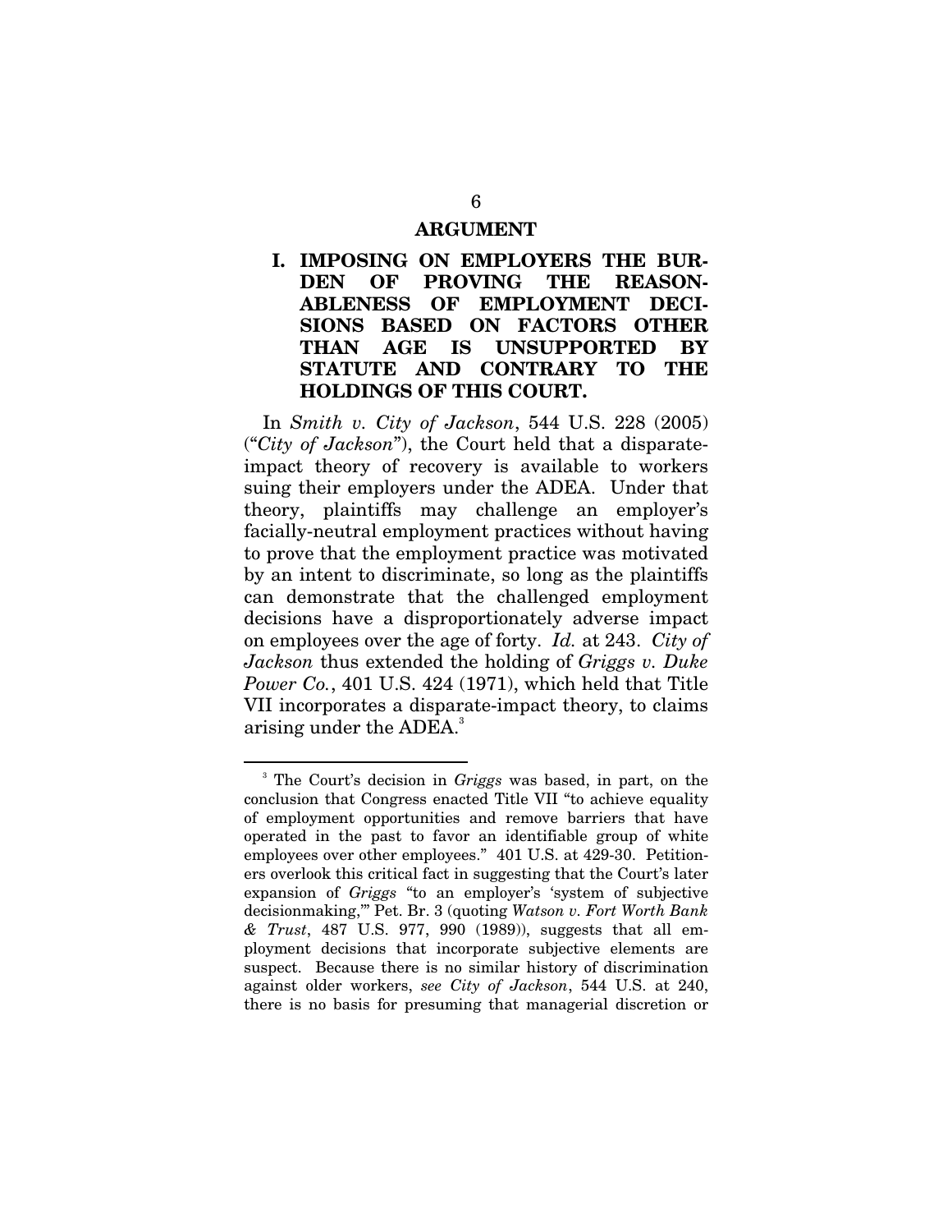## ARGUMENT

### I. IMPOSING ON EMPLOYERS THE BURDEN OF PROVING THE REASONABLENESS OF EMPLOYMENT DECISIONS BASED ON FACTORS OTHER THAN AGE IS UNSUPPORTED BY STATUTE AND CONTRARY TO THE HOLDINGS OF THIS COURT.

In *Smith v. City of Jackson*, 544 U.S. 228 (2005) ("*City of Jackson*"), the Court held that a disparate-impact theory of recovery is available to workers suing their employers under the ADEA. Under that theory, plaintiffs may challenge an employer's facially-neutral employment practices without having to prove that the employment practice was motivated by an intent to discriminate, so long as the plaintiffs can demonstrate that the challenged employment decisions have a disproportionately adverse impact on employees over the age of forty. *Id.* at 243. *City of Jackson* thus extended the holding of *Griggs v. Duke Power Co.*, 401 U.S. 424 (1971), which held that Title VII incorporates a disparate-impact theory, to claims arising under the ADEA.[3]

---

[3] The Court's decision in *Griggs* was based, in part, on the conclusion that Congress enacted Title VII "to achieve equality of employment opportunities and remove barriers that have operated in the past to favor an identifiable group of white employees over other employees." 401 U.S. at 429-30. Petitioners overlook this critical fact in suggesting that the Court's later expansion of *Griggs* "to an employer's 'system of subjective decisionmaking,'" Pet. Br. 3 (quoting *Watson v. Fort Worth Bank & Trust*, 487 U.S. 977, 990 (1989)), suggests that all employment decisions that incorporate subjective elements are suspect. Because there is no similar history of discrimination against older workers, *see City of Jackson*, 544 U.S. at 240, there is no basis for presuming that managerial discretion or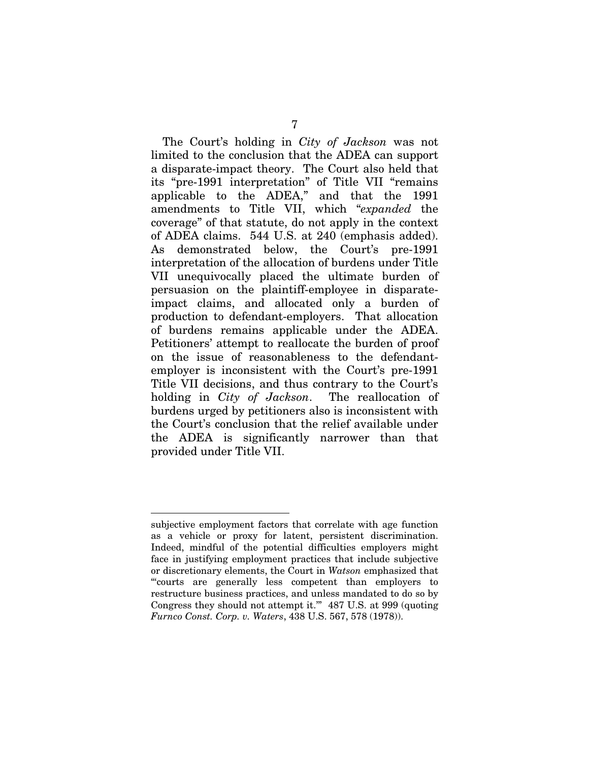The Court's holding in *City of Jackson* was not limited to the conclusion that the ADEA can support a disparate-impact theory. The Court also held that its "pre-1991 interpretation" of Title VII "remains applicable to the ADEA," and that the 1991 amendments to Title VII, which "*expanded* the coverage" of that statute, do not apply in the context of ADEA claims. 544 U.S. at 240 (emphasis added). As demonstrated below, the Court's pre-1991 interpretation of the allocation of burdens under Title VII unequivocally placed the ultimate burden of persuasion on the plaintiff-employee in disparate-impact claims, and allocated only a burden of production to defendant-employers. That allocation of burdens remains applicable under the ADEA. Petitioners' attempt to reallocate the burden of proof on the issue of reasonableness to the defendant-employer is inconsistent with the Court's pre-1991 Title VII decisions, and thus contrary to the Court's holding in *City of Jackson*. The reallocation of burdens urged by petitioners also is inconsistent with the Court's conclusion that the relief available under the ADEA is significantly narrower than that provided under Title VII.

---

subjective employment factors that correlate with age function as a vehicle or proxy for latent, persistent discrimination. Indeed, mindful of the potential difficulties employers might face in justifying employment practices that include subjective or discretionary elements, the Court in *Watson* emphasized that "'courts are generally less competent than employers to restructure business practices, and unless mandated to do so by Congress they should not attempt it.'" 487 U.S. at 999 (quoting *Furnco Const. Corp. v. Waters*, 438 U.S. 567, 578 (1978)).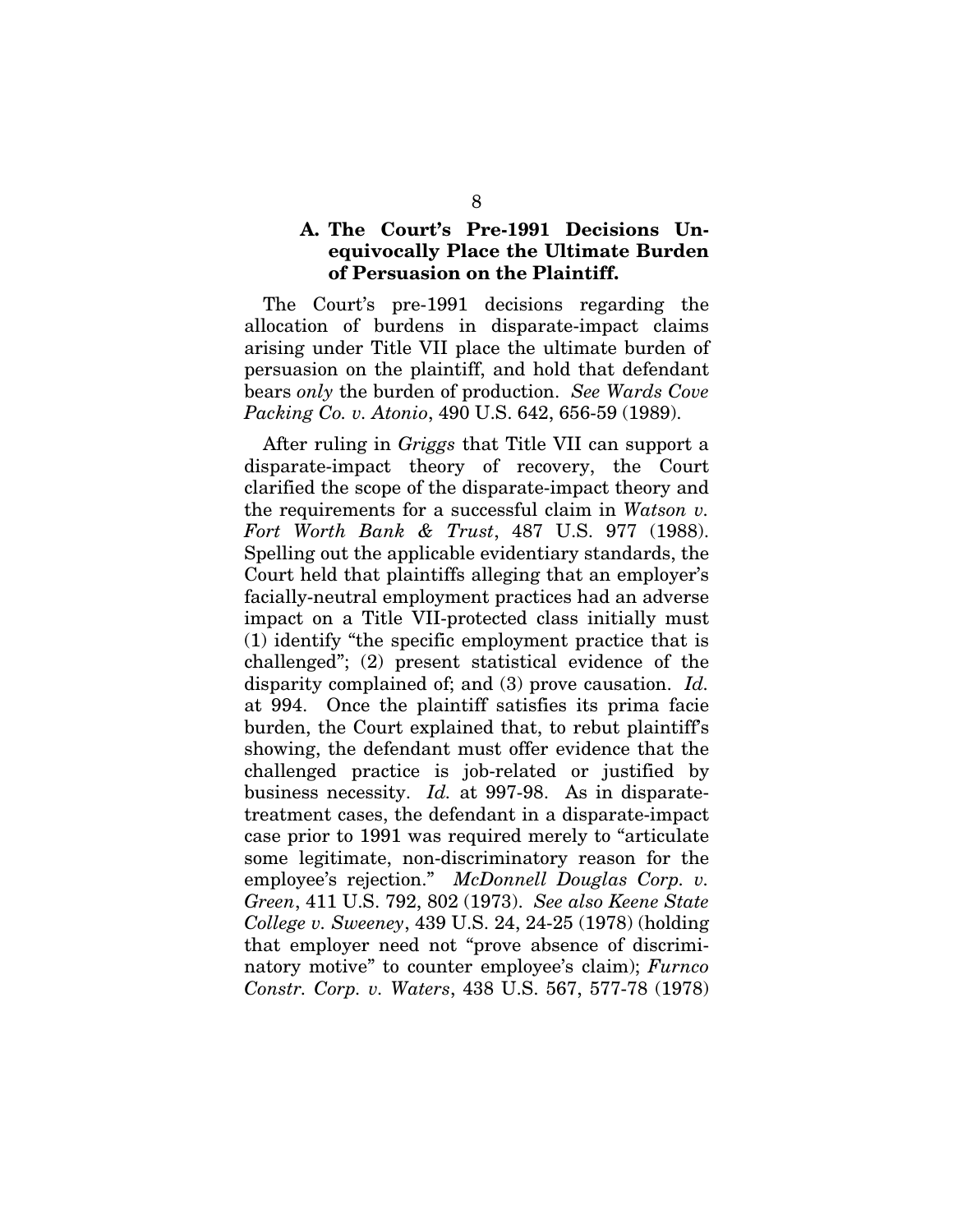### A. The Court's Pre-1991 Decisions Unequivocally Place the Ultimate Burden of Persuasion on the Plaintiff.

The Court's pre-1991 decisions regarding the allocation of burdens in disparate-impact claims arising under Title VII place the ultimate burden of persuasion on the plaintiff, and hold that defendant bears *only* the burden of production. *See Wards Cove Packing Co. v. Atonio*, 490 U.S. 642, 656-59 (1989).

After ruling in *Griggs* that Title VII can support a disparate-impact theory of recovery, the Court clarified the scope of the disparate-impact theory and the requirements for a successful claim in *Watson v. Fort Worth Bank & Trust*, 487 U.S. 977 (1988). Spelling out the applicable evidentiary standards, the Court held that plaintiffs alleging that an employer's facially-neutral employment practices had an adverse impact on a Title VII-protected class initially must (1) identify "the specific employment practice that is challenged"; (2) present statistical evidence of the disparity complained of; and (3) prove causation. *Id.* at 994. Once the plaintiff satisfies its prima facie burden, the Court explained that, to rebut plaintiff's showing, the defendant must offer evidence that the challenged practice is job-related or justified by business necessity. *Id.* at 997-98. As in disparate-treatment cases, the defendant in a disparate-impact case prior to 1991 was required merely to "articulate some legitimate, non-discriminatory reason for the employee's rejection." *McDonnell Douglas Corp. v. Green*, 411 U.S. 792, 802 (1973). *See also Keene State College v. Sweeney*, 439 U.S. 24, 24-25 (1978) (holding that employer need not "prove absence of discriminatory motive" to counter employee's claim); *Furnco Constr. Corp. v. Waters*, 438 U.S. 567, 577-78 (1978)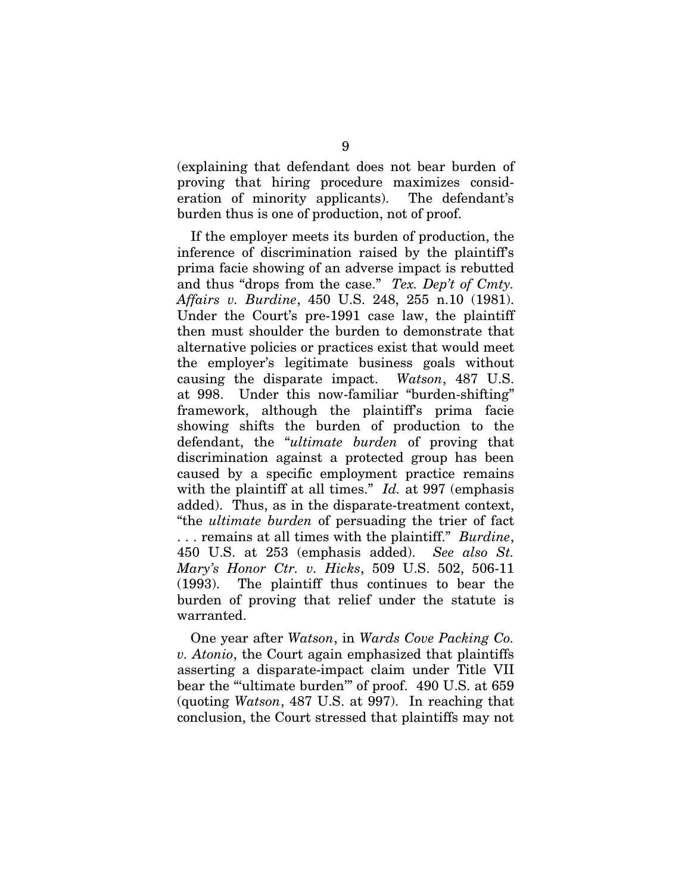(explaining that defendant does not bear burden of proving that hiring procedure maximizes consideration of minority applicants). The defendant's burden thus is one of production, not of proof.

If the employer meets its burden of production, the inference of discrimination raised by the plaintiff's prima facie showing of an adverse impact is rebutted and thus "drops from the case." *Tex. Dep't of Cmty. Affairs v. Burdine*, 450 U.S. 248, 255 n.10 (1981). Under the Court's pre-1991 case law, the plaintiff then must shoulder the burden to demonstrate that alternative policies or practices exist that would meet the employer's legitimate business goals without causing the disparate impact. *Watson*, 487 U.S. at 998. Under this now-familiar "burden-shifting" framework, although the plaintiff's prima facie showing shifts the burden of production to the defendant, the "*ultimate burden* of proving that discrimination against a protected group has been caused by a specific employment practice remains with the plaintiff at all times." *Id.* at 997 (emphasis added). Thus, as in the disparate-treatment context, "the *ultimate burden* of persuading the trier of fact . . . remains at all times with the plaintiff." *Burdine*, 450 U.S. at 253 (emphasis added). *See also St. Mary's Honor Ctr. v. Hicks*, 509 U.S. 502, 506-11 (1993). The plaintiff thus continues to bear the burden of proving that relief under the statute is warranted.

One year after *Watson*, in *Wards Cove Packing Co. v. Atonio*, the Court again emphasized that plaintiffs asserting a disparate-impact claim under Title VII bear the "'ultimate burden'" of proof. 490 U.S. at 659 (quoting *Watson*, 487 U.S. at 997). In reaching that conclusion, the Court stressed that plaintiffs may not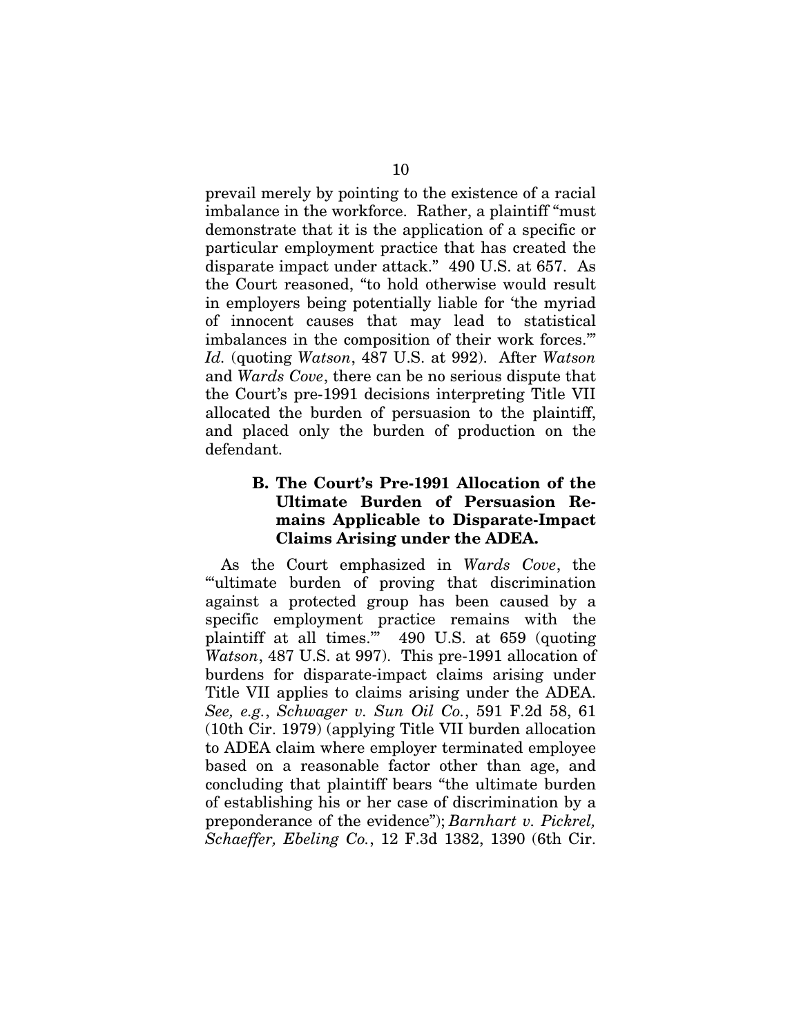prevail merely by pointing to the existence of a racial imbalance in the workforce. Rather, a plaintiff "must demonstrate that it is the application of a specific or particular employment practice that has created the disparate impact under attack." 490 U.S. at 657. As the Court reasoned, "to hold otherwise would result in employers being potentially liable for 'the myriad of innocent causes that may lead to statistical imbalances in the composition of their work forces.'" *Id.* (quoting *Watson*, 487 U.S. at 992). After *Watson* and *Wards Cove*, there can be no serious dispute that the Court's pre-1991 decisions interpreting Title VII allocated the burden of persuasion to the plaintiff, and placed only the burden of production on the defendant.

### B. The Court's Pre-1991 Allocation of the Ultimate Burden of Persuasion Remains Applicable to Disparate-Impact Claims Arising under the ADEA.

As the Court emphasized in *Wards Cove*, the "'ultimate burden of proving that discrimination against a protected group has been caused by a specific employment practice remains with the plaintiff at all times.'" 490 U.S. at 659 (quoting *Watson*, 487 U.S. at 997). This pre-1991 allocation of burdens for disparate-impact claims arising under Title VII applies to claims arising under the ADEA. *See, e.g.*, *Schwager v. Sun Oil Co.*, 591 F.2d 58, 61 (10th Cir. 1979) (applying Title VII burden allocation to ADEA claim where employer terminated employee based on a reasonable factor other than age, and concluding that plaintiff bears "the ultimate burden of establishing his or her case of discrimination by a preponderance of the evidence"); *Barnhart v. Pickrel, Schaeffer, Ebeling Co.*, 12 F.3d 1382, 1390 (6th Cir.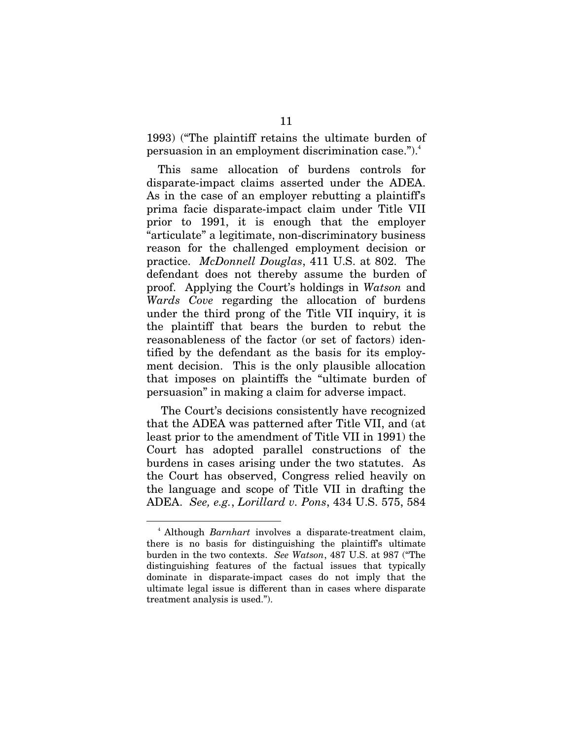1993) ("The plaintiff retains the ultimate burden of persuasion in an employment discrimination case.").[4]

This same allocation of burdens controls for disparate-impact claims asserted under the ADEA. As in the case of an employer rebutting a plaintiff's prima facie disparate-impact claim under Title VII prior to 1991, it is enough that the employer "articulate" a legitimate, non-discriminatory business reason for the challenged employment decision or practice. *McDonnell Douglas*, 411 U.S. at 802. The defendant does not thereby assume the burden of proof. Applying the Court's holdings in *Watson* and *Wards Cove* regarding the allocation of burdens under the third prong of the Title VII inquiry, it is the plaintiff that bears the burden to rebut the reasonableness of the factor (or set of factors) identified by the defendant as the basis for its employment decision. This is the only plausible allocation that imposes on plaintiffs the "ultimate burden of persuasion" in making a claim for adverse impact.

The Court's decisions consistently have recognized that the ADEA was patterned after Title VII, and (at least prior to the amendment of Title VII in 1991) the Court has adopted parallel constructions of the burdens in cases arising under the two statutes. As the Court has observed, Congress relied heavily on the language and scope of Title VII in drafting the ADEA. *See, e.g.*, *Lorillard v. Pons*, 434 U.S. 575, 584

---

[4] Although *Barnhart* involves a disparate-treatment claim, there is no basis for distinguishing the plaintiff's ultimate burden in the two contexts. *See Watson*, 487 U.S. at 987 ("The distinguishing features of the factual issues that typically dominate in disparate-impact cases do not imply that the ultimate legal issue is different than in cases where disparate treatment analysis is used.").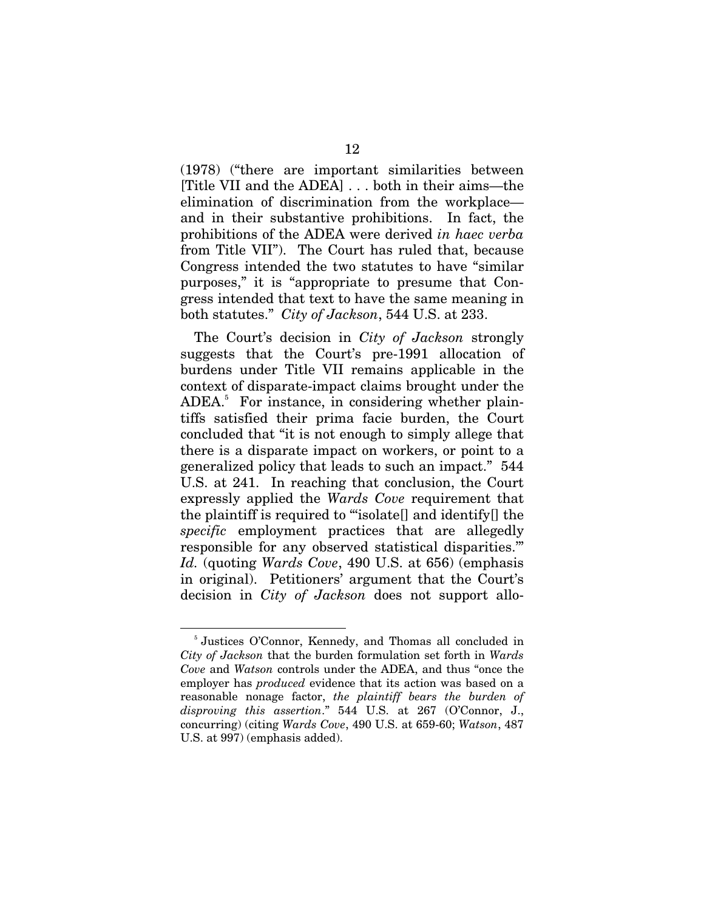(1978) ("there are important similarities between [Title VII and the ADEA] . . . both in their aims—the elimination of discrimination from the workplace—and in their substantive prohibitions. In fact, the prohibitions of the ADEA were derived *in haec verba* from Title VII"). The Court has ruled that, because Congress intended the two statutes to have "similar purposes," it is "appropriate to presume that Congress intended that text to have the same meaning in both statutes." *City of Jackson*, 544 U.S. at 233.

The Court's decision in *City of Jackson* strongly suggests that the Court's pre-1991 allocation of burdens under Title VII remains applicable in the context of disparate-impact claims brought under the ADEA.[5] For instance, in considering whether plaintiffs satisfied their prima facie burden, the Court concluded that "it is not enough to simply allege that there is a disparate impact on workers, or point to a generalized policy that leads to such an impact." 544 U.S. at 241. In reaching that conclusion, the Court expressly applied the *Wards Cove* requirement that the plaintiff is required to "'isolate[] and identify[] the *specific* employment practices that are allegedly responsible for any observed statistical disparities.'" *Id.* (quoting *Wards Cove*, 490 U.S. at 656) (emphasis in original). Petitioners' argument that the Court's decision in *City of Jackson* does not support allo-

[5] Justices O'Connor, Kennedy, and Thomas all concluded in *City of Jackson* that the burden formulation set forth in *Wards Cove* and *Watson* controls under the ADEA, and thus "once the employer has *produced* evidence that its action was based on a reasonable nonage factor, *the plaintiff bears the burden of disproving this assertion*." 544 U.S. at 267 (O'Connor, J., concurring) (citing *Wards Cove*, 490 U.S. at 659-60; *Watson*, 487 U.S. at 997) (emphasis added).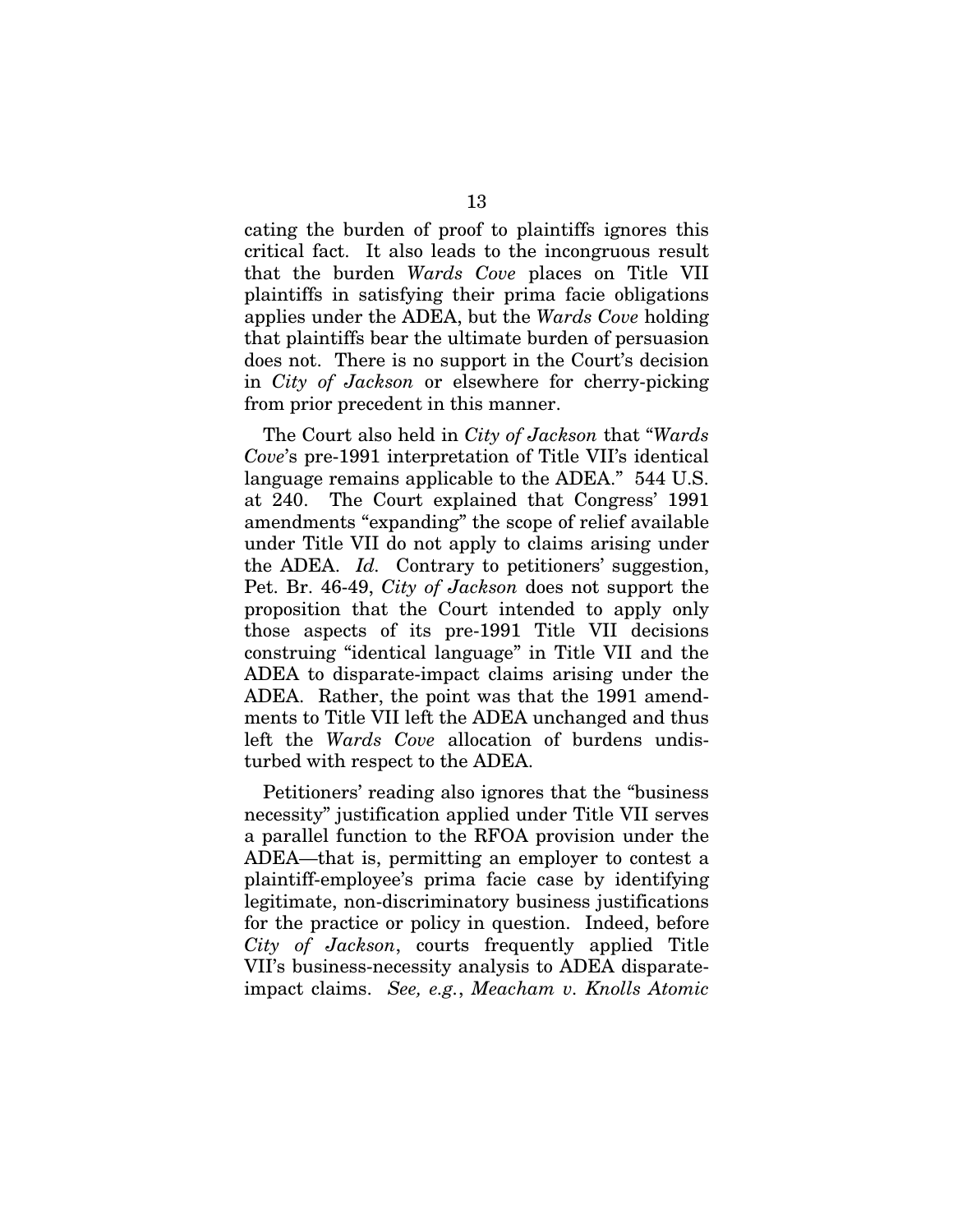cating the burden of proof to plaintiffs ignores this critical fact. It also leads to the incongruous result that the burden *Wards Cove* places on Title VII plaintiffs in satisfying their prima facie obligations applies under the ADEA, but the *Wards Cove* holding that plaintiffs bear the ultimate burden of persuasion does not. There is no support in the Court's decision in *City of Jackson* or elsewhere for cherry-picking from prior precedent in this manner.

The Court also held in *City of Jackson* that "*Wards Cove*'s pre-1991 interpretation of Title VII's identical language remains applicable to the ADEA." 544 U.S. at 240. The Court explained that Congress' 1991 amendments "expanding" the scope of relief available under Title VII do not apply to claims arising under the ADEA. *Id.* Contrary to petitioners' suggestion, Pet. Br. 46-49, *City of Jackson* does not support the proposition that the Court intended to apply only those aspects of its pre-1991 Title VII decisions construing "identical language" in Title VII and the ADEA to disparate-impact claims arising under the ADEA. Rather, the point was that the 1991 amendments to Title VII left the ADEA unchanged and thus left the *Wards Cove* allocation of burdens undisturbed with respect to the ADEA.

Petitioners' reading also ignores that the "business necessity" justification applied under Title VII serves a parallel function to the RFOA provision under the ADEA—that is, permitting an employer to contest a plaintiff-employee's prima facie case by identifying legitimate, non-discriminatory business justifications for the practice or policy in question. Indeed, before *City of Jackson*, courts frequently applied Title VII's business-necessity analysis to ADEA disparate-impact claims. *See, e.g.*, *Meacham v. Knolls Atomic*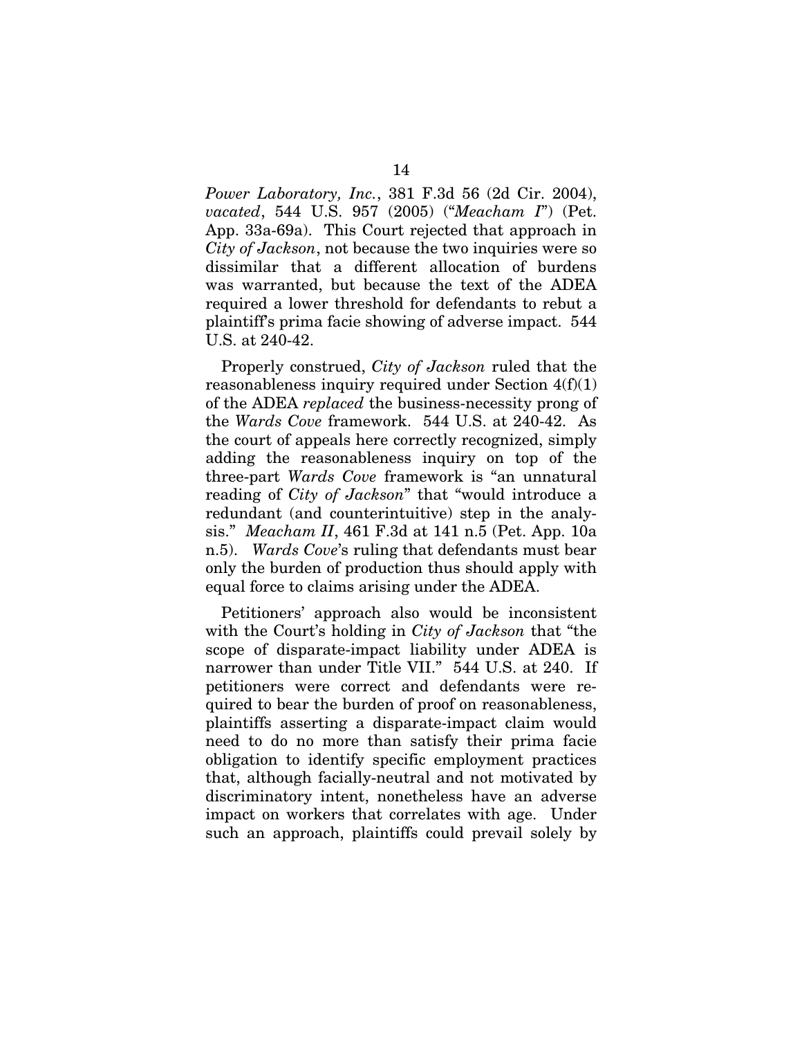*Power Laboratory, Inc.*, 381 F.3d 56 (2d Cir. 2004), *vacated*, 544 U.S. 957 (2005) ("*Meacham I*") (Pet. App. 33a-69a). This Court rejected that approach in *City of Jackson*, not because the two inquiries were so dissimilar that a different allocation of burdens was warranted, but because the text of the ADEA required a lower threshold for defendants to rebut a plaintiff's prima facie showing of adverse impact. 544 U.S. at 240-42.

Properly construed, *City of Jackson* ruled that the reasonableness inquiry required under Section 4(f)(1) of the ADEA *replaced* the business-necessity prong of the *Wards Cove* framework. 544 U.S. at 240-42. As the court of appeals here correctly recognized, simply adding the reasonableness inquiry on top of the three-part *Wards Cove* framework is "an unnatural reading of *City of Jackson*" that "would introduce a redundant (and counterintuitive) step in the analysis." *Meacham II*, 461 F.3d at 141 n.5 (Pet. App. 10a n.5). *Wards Cove*'s ruling that defendants must bear only the burden of production thus should apply with equal force to claims arising under the ADEA.

Petitioners' approach also would be inconsistent with the Court's holding in *City of Jackson* that "the scope of disparate-impact liability under ADEA is narrower than under Title VII." 544 U.S. at 240. If petitioners were correct and defendants were required to bear the burden of proof on reasonableness, plaintiffs asserting a disparate-impact claim would need to do no more than satisfy their prima facie obligation to identify specific employment practices that, although facially-neutral and not motivated by discriminatory intent, nonetheless have an adverse impact on workers that correlates with age. Under such an approach, plaintiffs could prevail solely by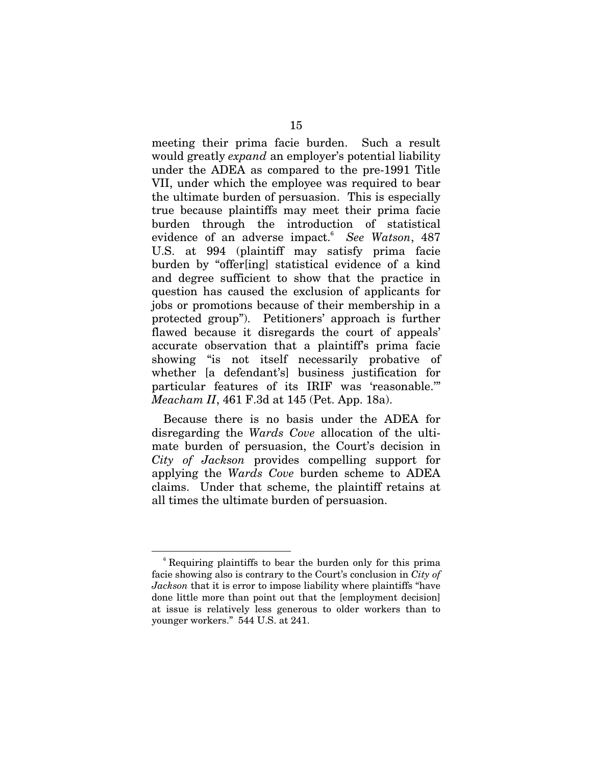meeting their prima facie burden. Such a result would greatly *expand* an employer's potential liability under the ADEA as compared to the pre-1991 Title VII, under which the employee was required to bear the ultimate burden of persuasion. This is especially true because plaintiffs may meet their prima facie burden through the introduction of statistical evidence of an adverse impact.[6] *See Watson*, 487 U.S. at 994 (plaintiff may satisfy prima facie burden by "offer[ing] statistical evidence of a kind and degree sufficient to show that the practice in question has caused the exclusion of applicants for jobs or promotions because of their membership in a protected group"). Petitioners' approach is further flawed because it disregards the court of appeals' accurate observation that a plaintiff's prima facie showing "is not itself necessarily probative of whether [a defendant's] business justification for particular features of its IRIF was 'reasonable.'" *Meacham II*, 461 F.3d at 145 (Pet. App. 18a).

Because there is no basis under the ADEA for disregarding the *Wards Cove* allocation of the ultimate burden of persuasion, the Court's decision in *City of Jackson* provides compelling support for applying the *Wards Cove* burden scheme to ADEA claims. Under that scheme, the plaintiff retains at all times the ultimate burden of persuasion.

---

[6] Requiring plaintiffs to bear the burden only for this prima facie showing also is contrary to the Court's conclusion in *City of Jackson* that it is error to impose liability where plaintiffs "have done little more than point out that the [employment decision] at issue is relatively less generous to older workers than to younger workers." 544 U.S. at 241.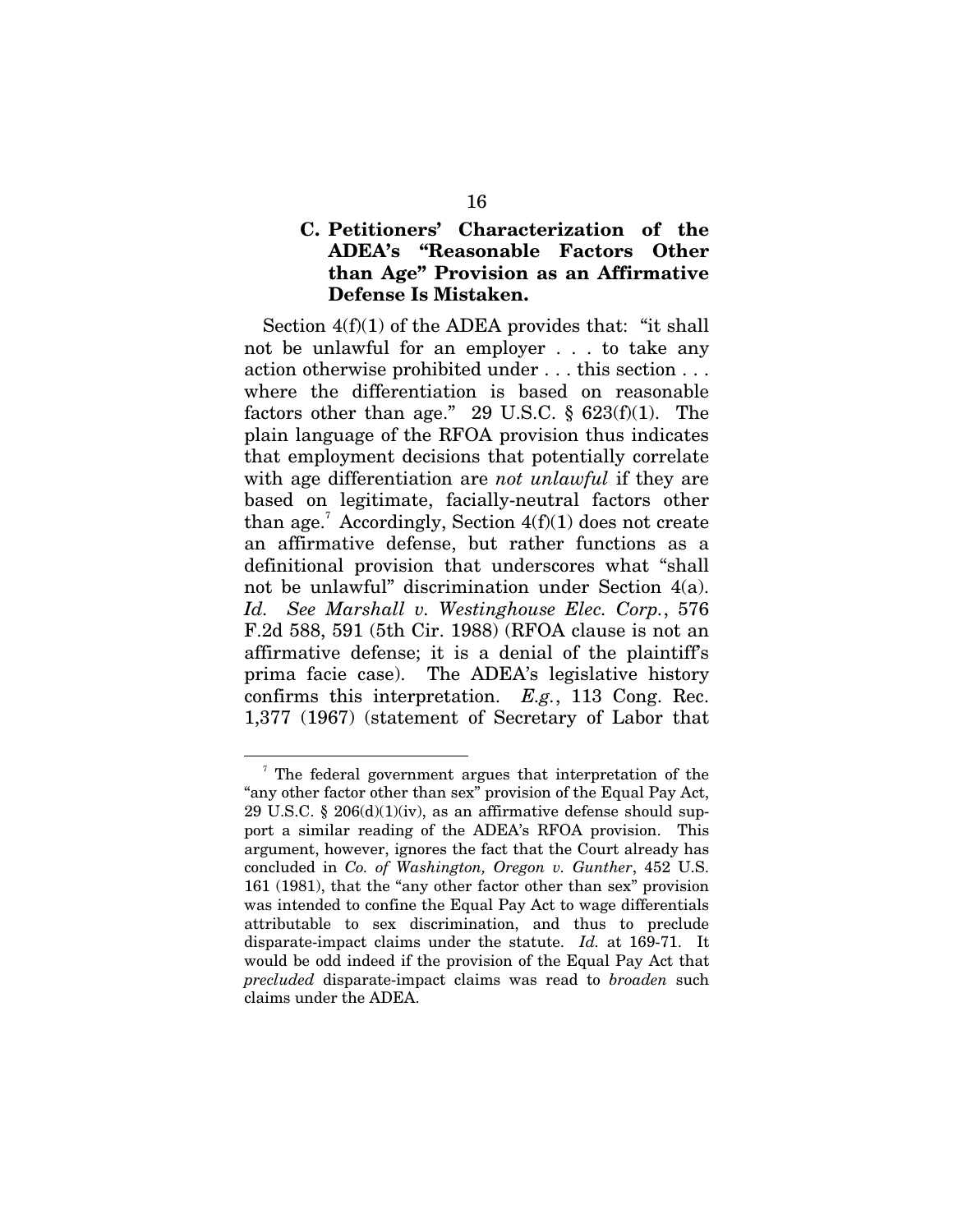### C. Petitioners' Characterization of the ADEA's "Reasonable Factors Other than Age" Provision as an Affirmative Defense Is Mistaken.

Section 4(f)(1) of the ADEA provides that: "it shall not be unlawful for an employer . . . to take any action otherwise prohibited under . . . this section . . . where the differentiation is based on reasonable factors other than age." 29 U.S.C. § 623(f)(1). The plain language of the RFOA provision thus indicates that employment decisions that potentially correlate with age differentiation are *not unlawful* if they are based on legitimate, facially-neutral factors other than age.[7] Accordingly, Section 4(f)(1) does not create an affirmative defense, but rather functions as a definitional provision that underscores what "shall not be unlawful" discrimination under Section 4(a). *Id.* *See Marshall v. Westinghouse Elec. Corp.*, 576 F.2d 588, 591 (5th Cir. 1988) (RFOA clause is not an affirmative defense; it is a denial of the plaintiff's prima facie case). The ADEA's legislative history confirms this interpretation. *E.g.*, 113 Cong. Rec. 1,377 (1967) (statement of Secretary of Labor that

---

[7] The federal government argues that interpretation of the "any other factor other than sex" provision of the Equal Pay Act, 29 U.S.C. § 206(d)(1)(iv), as an affirmative defense should support a similar reading of the ADEA's RFOA provision. This argument, however, ignores the fact that the Court already has concluded in *Co. of Washington, Oregon v. Gunther*, 452 U.S. 161 (1981), that the "any other factor other than sex" provision was intended to confine the Equal Pay Act to wage differentials attributable to sex discrimination, and thus to preclude disparate-impact claims under the statute. *Id.* at 169-71. It would be odd indeed if the provision of the Equal Pay Act that *precluded* disparate-impact claims was read to *broaden* such claims under the ADEA.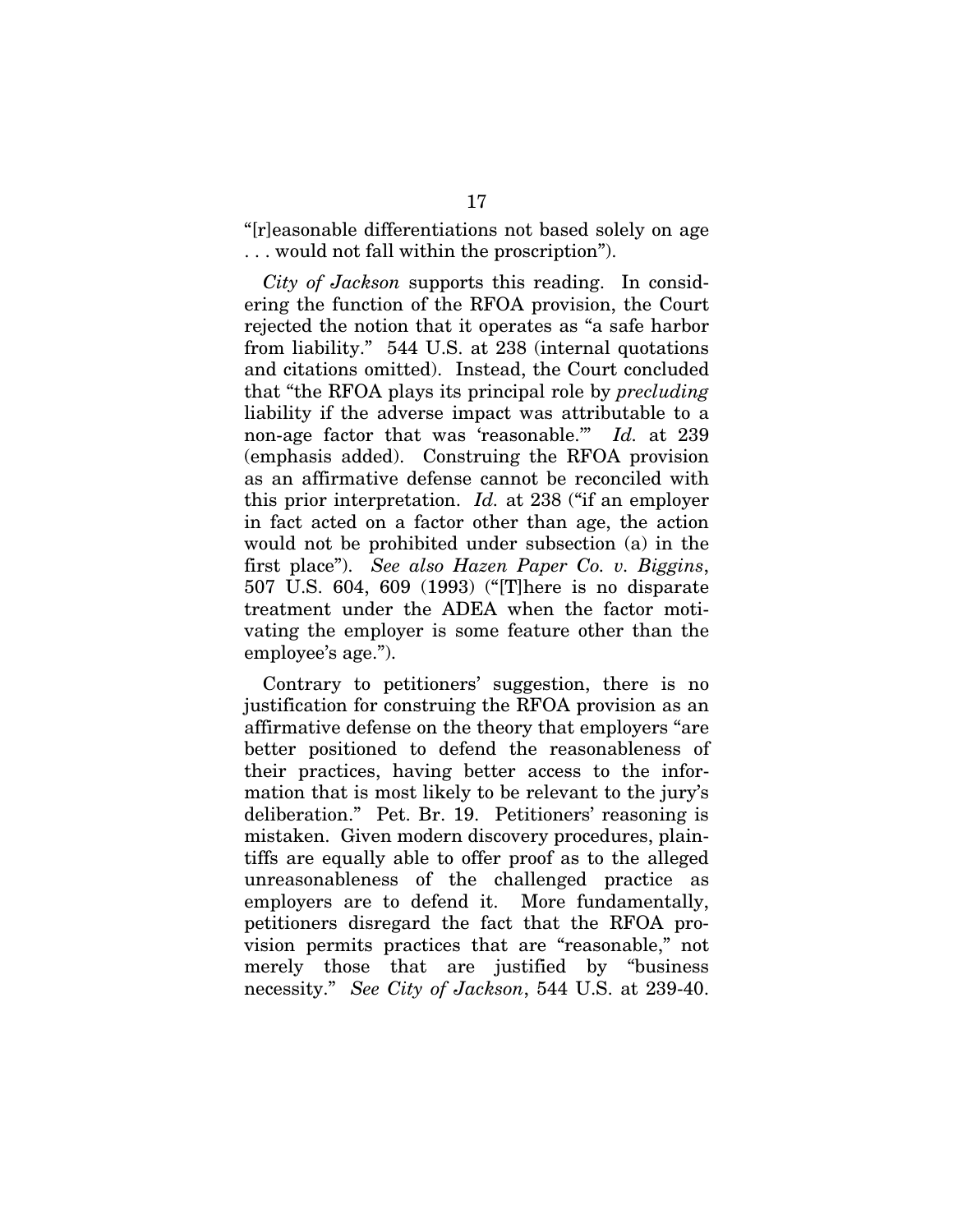"[r]easonable differentiations not based solely on age . . . would not fall within the proscription").

*City of Jackson* supports this reading. In considering the function of the RFOA provision, the Court rejected the notion that it operates as "a safe harbor from liability." 544 U.S. at 238 (internal quotations and citations omitted). Instead, the Court concluded that "the RFOA plays its principal role by *precluding* liability if the adverse impact was attributable to a non-age factor that was 'reasonable.'" *Id.* at 239 (emphasis added). Construing the RFOA provision as an affirmative defense cannot be reconciled with this prior interpretation. *Id.* at 238 ("if an employer in fact acted on a factor other than age, the action would not be prohibited under subsection (a) in the first place"). *See also Hazen Paper Co. v. Biggins*, 507 U.S. 604, 609 (1993) ("[T]here is no disparate treatment under the ADEA when the factor motivating the employer is some feature other than the employee's age.").

Contrary to petitioners' suggestion, there is no justification for construing the RFOA provision as an affirmative defense on the theory that employers "are better positioned to defend the reasonableness of their practices, having better access to the information that is most likely to be relevant to the jury's deliberation." Pet. Br. 19. Petitioners' reasoning is mistaken. Given modern discovery procedures, plaintiffs are equally able to offer proof as to the alleged unreasonableness of the challenged practice as employers are to defend it. More fundamentally, petitioners disregard the fact that the RFOA provision permits practices that are "reasonable," not merely those that are justified by "business necessity." *See City of Jackson*, 544 U.S. at 239-40.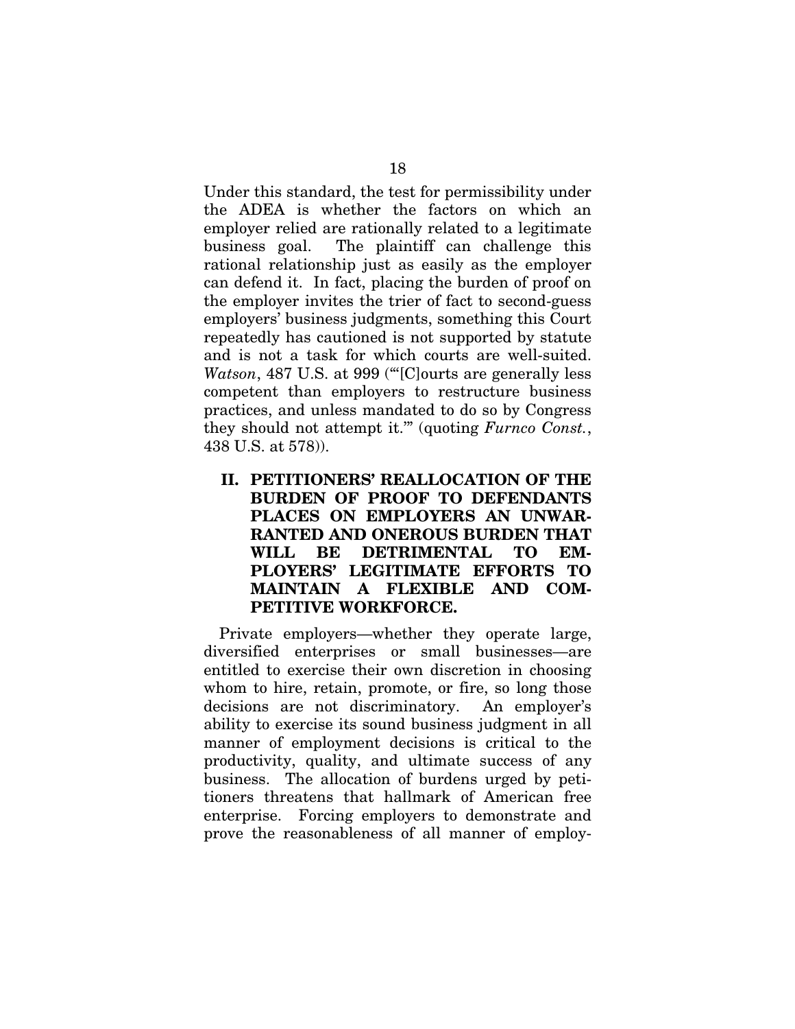Under this standard, the test for permissibility under the ADEA is whether the factors on which an employer relied are rationally related to a legitimate business goal. The plaintiff can challenge this rational relationship just as easily as the employer can defend it. In fact, placing the burden of proof on the employer invites the trier of fact to second-guess employers' business judgments, something this Court repeatedly has cautioned is not supported by statute and is not a task for which courts are well-suited. *Watson*, 487 U.S. at 999 ("'[C]ourts are generally less competent than employers to restructure business practices, and unless mandated to do so by Congress they should not attempt it.'" (quoting *Furnco Const.*, 438 U.S. at 578)).

## II. PETITIONERS' REALLOCATION OF THE BURDEN OF PROOF TO DEFENDANTS PLACES ON EMPLOYERS AN UNWARRANTED AND ONEROUS BURDEN THAT WILL BE DETRIMENTAL TO EMPLOYERS' LEGITIMATE EFFORTS TO MAINTAIN A FLEXIBLE AND COMPETITIVE WORKFORCE.

Private employers—whether they operate large, diversified enterprises or small businesses—are entitled to exercise their own discretion in choosing whom to hire, retain, promote, or fire, so long those decisions are not discriminatory. An employer's ability to exercise its sound business judgment in all manner of employment decisions is critical to the productivity, quality, and ultimate success of any business. The allocation of burdens urged by petitioners threatens that hallmark of American free enterprise. Forcing employers to demonstrate and prove the reasonableness of all manner of employ-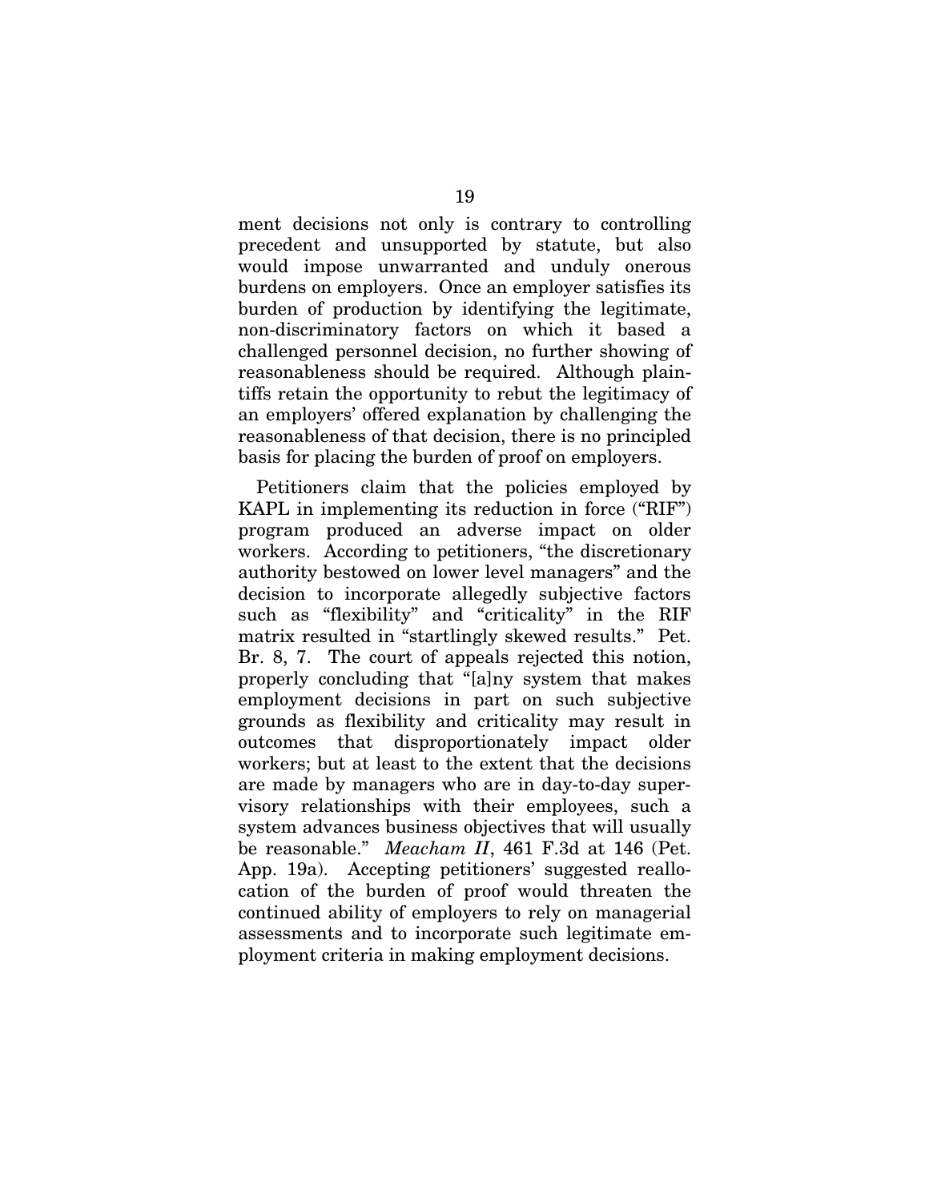ment decisions not only is contrary to controlling precedent and unsupported by statute, but also would impose unwarranted and unduly onerous burdens on employers. Once an employer satisfies its burden of production by identifying the legitimate, non-discriminatory factors on which it based a challenged personnel decision, no further showing of reasonableness should be required. Although plaintiffs retain the opportunity to rebut the legitimacy of an employers' offered explanation by challenging the reasonableness of that decision, there is no principled basis for placing the burden of proof on employers.

Petitioners claim that the policies employed by KAPL in implementing its reduction in force ("RIF") program produced an adverse impact on older workers. According to petitioners, "the discretionary authority bestowed on lower level managers" and the decision to incorporate allegedly subjective factors such as "flexibility" and "criticality" in the RIF matrix resulted in "startlingly skewed results." Pet. Br. 8, 7. The court of appeals rejected this notion, properly concluding that "[a]ny system that makes employment decisions in part on such subjective grounds as flexibility and criticality may result in outcomes that disproportionately impact older workers; but at least to the extent that the decisions are made by managers who are in day-to-day supervisory relationships with their employees, such a system advances business objectives that will usually be reasonable." *Meacham II*, 461 F.3d at 146 (Pet. App. 19a). Accepting petitioners' suggested reallocation of the burden of proof would threaten the continued ability of employers to rely on managerial assessments and to incorporate such legitimate employment criteria in making employment decisions.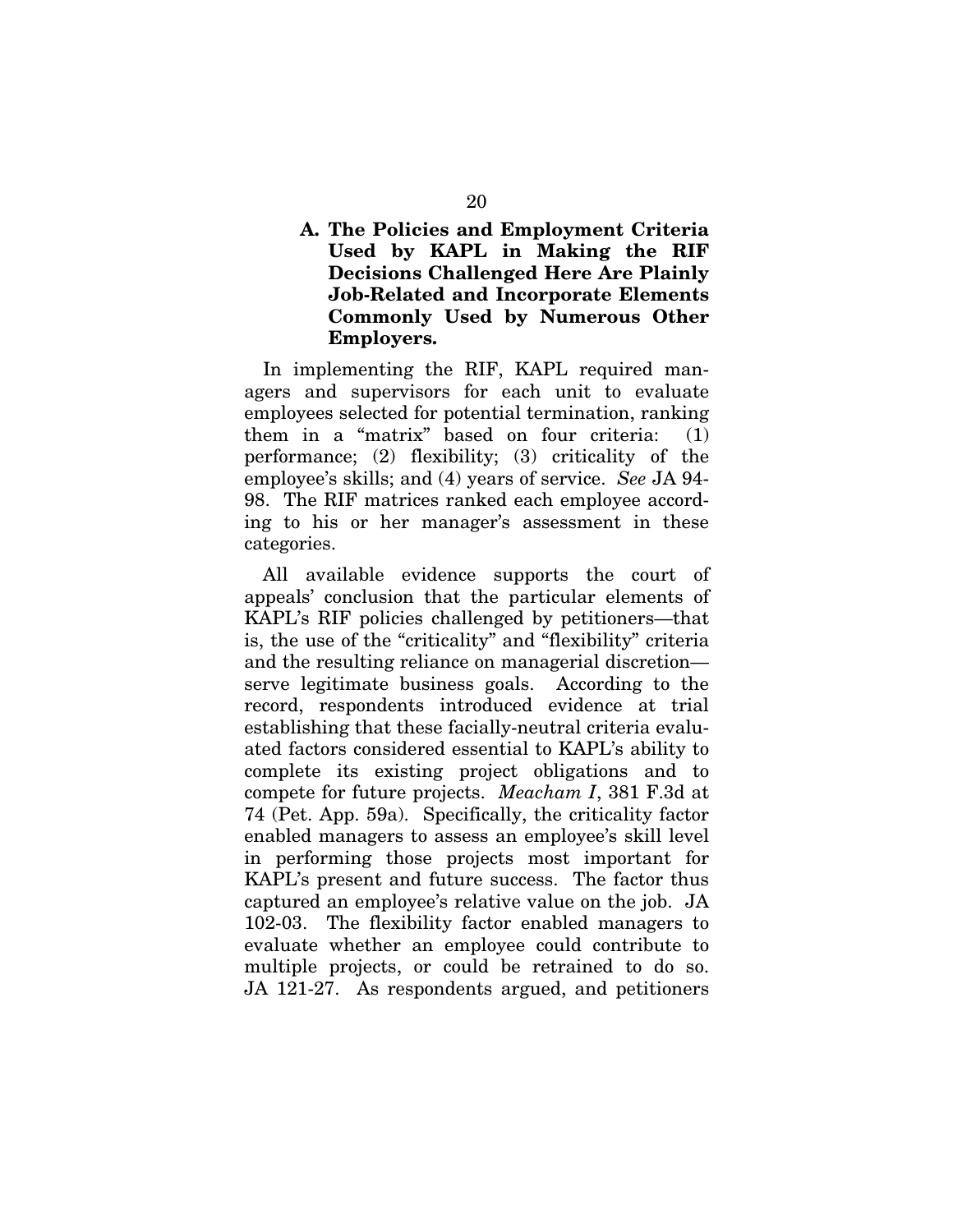### A. The Policies and Employment Criteria Used by KAPL in Making the RIF Decisions Challenged Here Are Plainly Job-Related and Incorporate Elements Commonly Used by Numerous Other Employers.

In implementing the RIF, KAPL required managers and supervisors for each unit to evaluate employees selected for potential termination, ranking them in a "matrix" based on four criteria: (1) performance; (2) flexibility; (3) criticality of the employee's skills; and (4) years of service. *See* JA 94-98. The RIF matrices ranked each employee according to his or her manager's assessment in these categories.

All available evidence supports the court of appeals' conclusion that the particular elements of KAPL's RIF policies challenged by petitioners—that is, the use of the "criticality" and "flexibility" criteria and the resulting reliance on managerial discretion—serve legitimate business goals. According to the record, respondents introduced evidence at trial establishing that these facially-neutral criteria evaluated factors considered essential to KAPL's ability to complete its existing project obligations and to compete for future projects. *Meacham I*, 381 F.3d at 74 (Pet. App. 59a). Specifically, the criticality factor enabled managers to assess an employee's skill level in performing those projects most important for KAPL's present and future success. The factor thus captured an employee's relative value on the job. JA 102-03. The flexibility factor enabled managers to evaluate whether an employee could contribute to multiple projects, or could be retrained to do so. JA 121-27. As respondents argued, and petitioners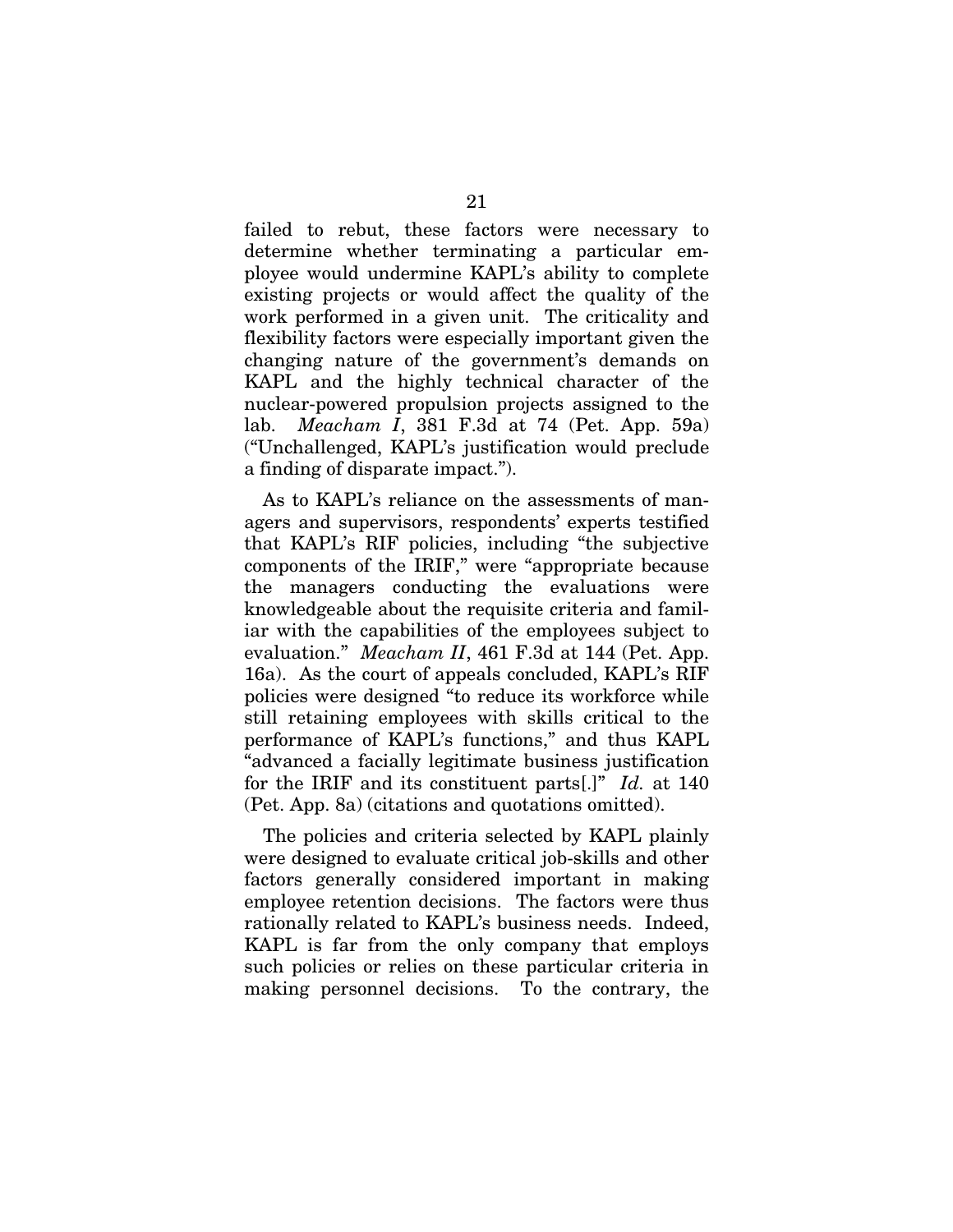failed to rebut, these factors were necessary to determine whether terminating a particular employee would undermine KAPL's ability to complete existing projects or would affect the quality of the work performed in a given unit. The criticality and flexibility factors were especially important given the changing nature of the government's demands on KAPL and the highly technical character of the nuclear-powered propulsion projects assigned to the lab. *Meacham I*, 381 F.3d at 74 (Pet. App. 59a) ("Unchallenged, KAPL's justification would preclude a finding of disparate impact.").

As to KAPL's reliance on the assessments of managers and supervisors, respondents' experts testified that KAPL's RIF policies, including "the subjective components of the IRIF," were "appropriate because the managers conducting the evaluations were knowledgeable about the requisite criteria and familiar with the capabilities of the employees subject to evaluation." *Meacham II*, 461 F.3d at 144 (Pet. App. 16a). As the court of appeals concluded, KAPL's RIF policies were designed "to reduce its workforce while still retaining employees with skills critical to the performance of KAPL's functions," and thus KAPL "advanced a facially legitimate business justification for the IRIF and its constituent parts[.]" *Id.* at 140 (Pet. App. 8a) (citations and quotations omitted).

The policies and criteria selected by KAPL plainly were designed to evaluate critical job-skills and other factors generally considered important in making employee retention decisions. The factors were thus rationally related to KAPL's business needs. Indeed, KAPL is far from the only company that employs such policies or relies on these particular criteria in making personnel decisions. To the contrary, the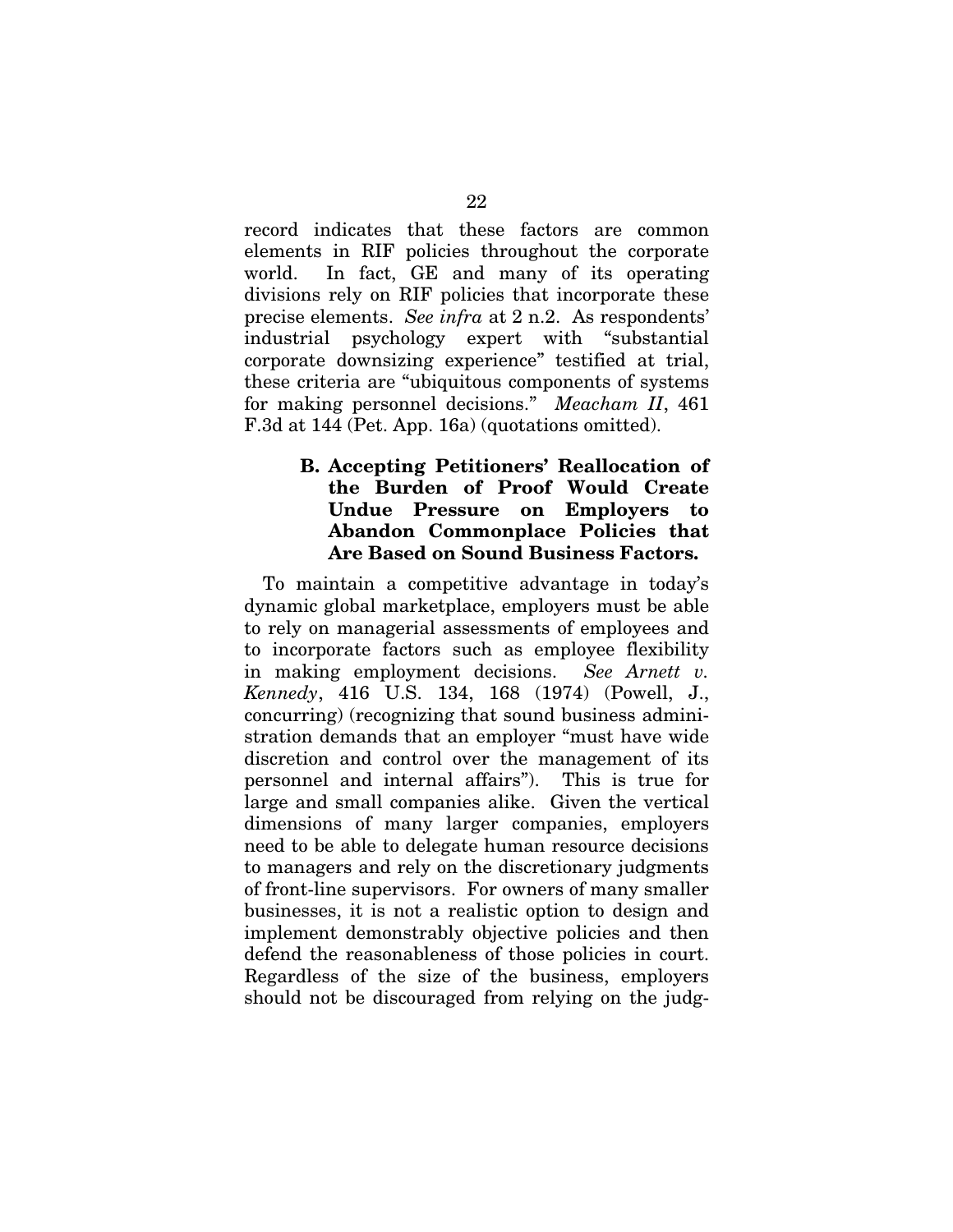record indicates that these factors are common elements in RIF policies throughout the corporate world. In fact, GE and many of its operating divisions rely on RIF policies that incorporate these precise elements. *See infra* at 2 n.2. As respondents' industrial psychology expert with "substantial corporate downsizing experience" testified at trial, these criteria are "ubiquitous components of systems for making personnel decisions." *Meacham II*, 461 F.3d at 144 (Pet. App. 16a) (quotations omitted).

### B. Accepting Petitioners' Reallocation of the Burden of Proof Would Create Undue Pressure on Employers to Abandon Commonplace Policies that Are Based on Sound Business Factors.

To maintain a competitive advantage in today's dynamic global marketplace, employers must be able to rely on managerial assessments of employees and to incorporate factors such as employee flexibility in making employment decisions. *See Arnett v. Kennedy*, 416 U.S. 134, 168 (1974) (Powell, J., concurring) (recognizing that sound business administration demands that an employer "must have wide discretion and control over the management of its personnel and internal affairs"). This is true for large and small companies alike. Given the vertical dimensions of many larger companies, employers need to be able to delegate human resource decisions to managers and rely on the discretionary judgments of front-line supervisors. For owners of many smaller businesses, it is not a realistic option to design and implement demonstrably objective policies and then defend the reasonableness of those policies in court. Regardless of the size of the business, employers should not be discouraged from relying on the judg-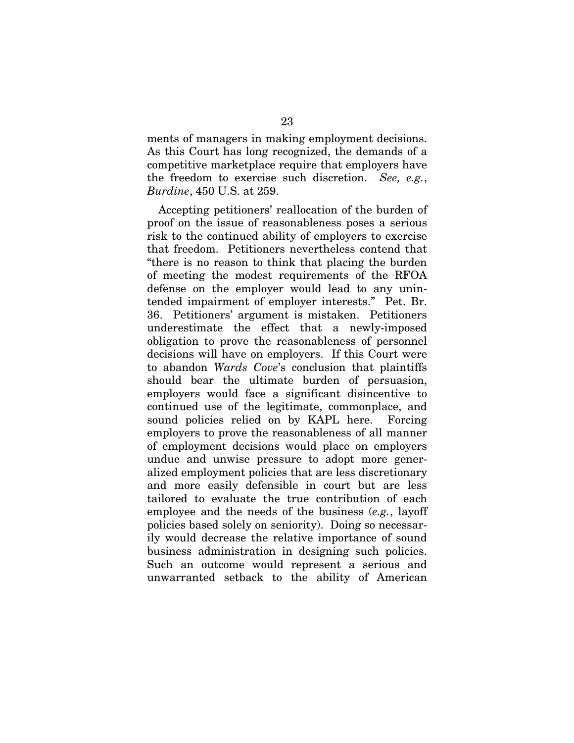ments of managers in making employment decisions. As this Court has long recognized, the demands of a competitive marketplace require that employers have the freedom to exercise such discretion. *See, e.g.*, *Burdine*, 450 U.S. at 259.

Accepting petitioners' reallocation of the burden of proof on the issue of reasonableness poses a serious risk to the continued ability of employers to exercise that freedom. Petitioners nevertheless contend that "there is no reason to think that placing the burden of meeting the modest requirements of the RFOA defense on the employer would lead to any unintended impairment of employer interests." Pet. Br. 36. Petitioners' argument is mistaken. Petitioners underestimate the effect that a newly-imposed obligation to prove the reasonableness of personnel decisions will have on employers. If this Court were to abandon *Wards Cove*'s conclusion that plaintiffs should bear the ultimate burden of persuasion, employers would face a significant disincentive to continued use of the legitimate, commonplace, and sound policies relied on by KAPL here. Forcing employers to prove the reasonableness of all manner of employment decisions would place on employers undue and unwise pressure to adopt more generalized employment policies that are less discretionary and more easily defensible in court but are less tailored to evaluate the true contribution of each employee and the needs of the business (*e.g.*, layoff policies based solely on seniority). Doing so necessarily would decrease the relative importance of sound business administration in designing such policies. Such an outcome would represent a serious and unwarranted setback to the ability of American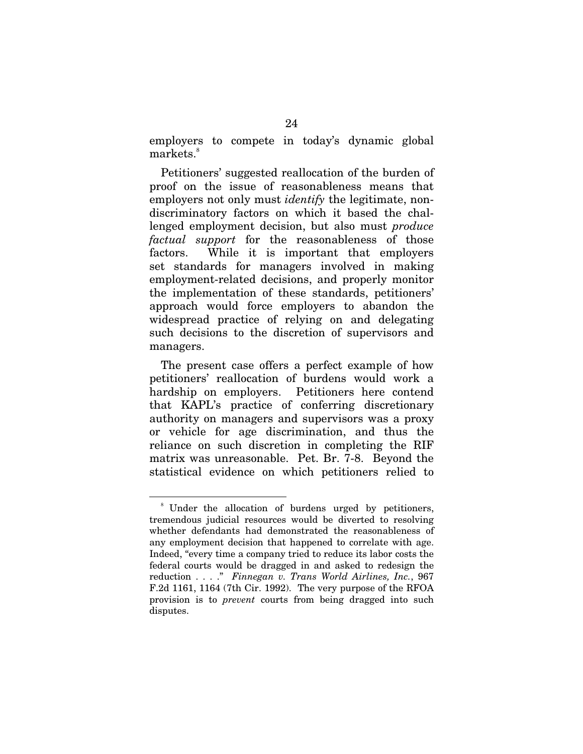employers to compete in today's dynamic global markets.[8]

Petitioners' suggested reallocation of the burden of proof on the issue of reasonableness means that employers not only must *identify* the legitimate, nondiscriminatory factors on which it based the challenged employment decision, but also must *produce factual support* for the reasonableness of those factors. While it is important that employers set standards for managers involved in making employment-related decisions, and properly monitor the implementation of these standards, petitioners' approach would force employers to abandon the widespread practice of relying on and delegating such decisions to the discretion of supervisors and managers.

The present case offers a perfect example of how petitioners' reallocation of burdens would work a hardship on employers. Petitioners here contend that KAPL's practice of conferring discretionary authority on managers and supervisors was a proxy or vehicle for age discrimination, and thus the reliance on such discretion in completing the RIF matrix was unreasonable. Pet. Br. 7-8. Beyond the statistical evidence on which petitioners relied to

---

[8] Under the allocation of burdens urged by petitioners, tremendous judicial resources would be diverted to resolving whether defendants had demonstrated the reasonableness of any employment decision that happened to correlate with age. Indeed, "every time a company tried to reduce its labor costs the federal courts would be dragged in and asked to redesign the reduction . . . ." *Finnegan v. Trans World Airlines, Inc.*, 967 F.2d 1161, 1164 (7th Cir. 1992). The very purpose of the RFOA provision is to *prevent* courts from being dragged into such disputes.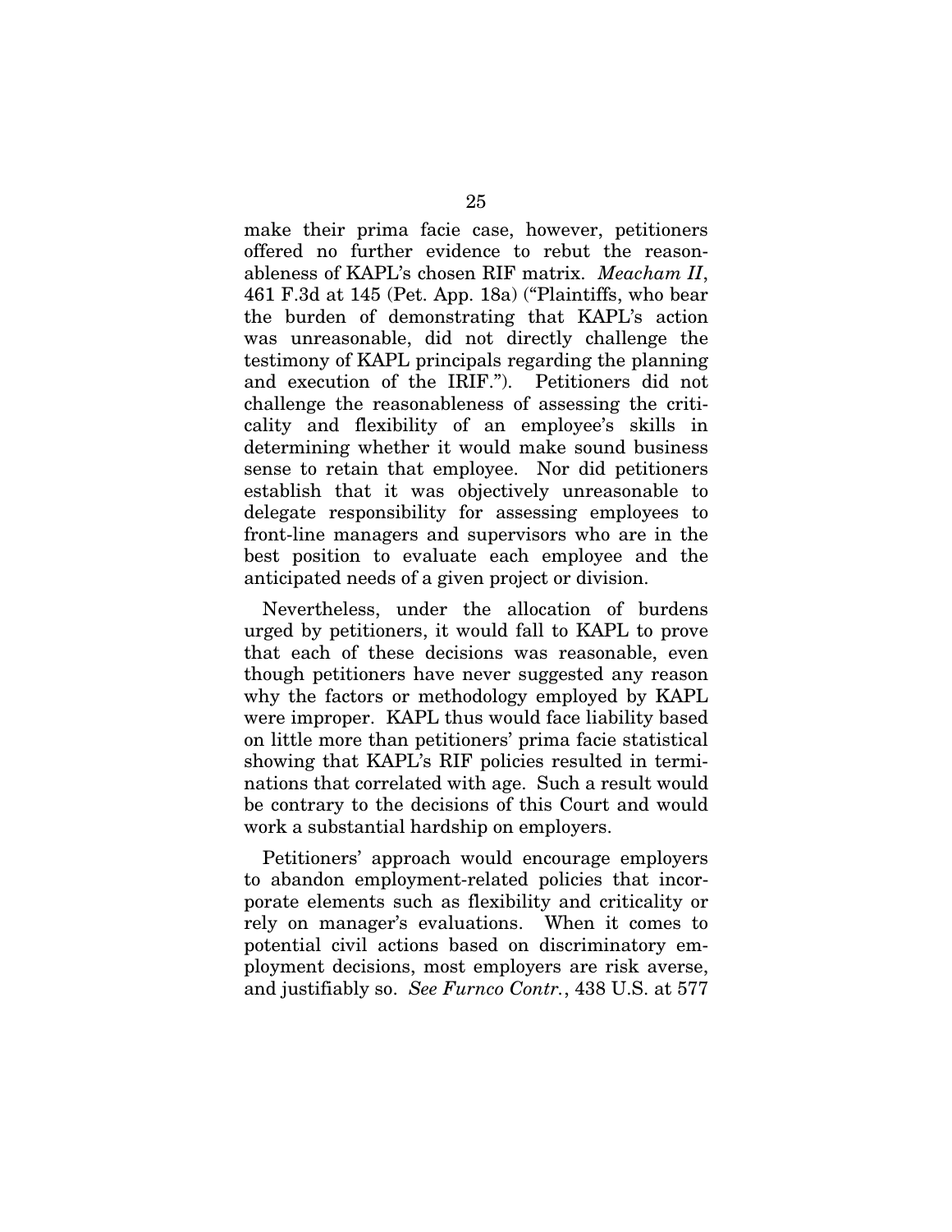make their prima facie case, however, petitioners offered no further evidence to rebut the reasonableness of KAPL's chosen RIF matrix. *Meacham II*, 461 F.3d at 145 (Pet. App. 18a) ("Plaintiffs, who bear the burden of demonstrating that KAPL's action was unreasonable, did not directly challenge the testimony of KAPL principals regarding the planning and execution of the IRIF."). Petitioners did not challenge the reasonableness of assessing the criticality and flexibility of an employee's skills in determining whether it would make sound business sense to retain that employee. Nor did petitioners establish that it was objectively unreasonable to delegate responsibility for assessing employees to front-line managers and supervisors who are in the best position to evaluate each employee and the anticipated needs of a given project or division.

Nevertheless, under the allocation of burdens urged by petitioners, it would fall to KAPL to prove that each of these decisions was reasonable, even though petitioners have never suggested any reason why the factors or methodology employed by KAPL were improper. KAPL thus would face liability based on little more than petitioners' prima facie statistical showing that KAPL's RIF policies resulted in terminations that correlated with age. Such a result would be contrary to the decisions of this Court and would work a substantial hardship on employers.

Petitioners' approach would encourage employers to abandon employment-related policies that incorporate elements such as flexibility and criticality or rely on manager's evaluations. When it comes to potential civil actions based on discriminatory employment decisions, most employers are risk averse, and justifiably so. *See Furnco Contr.*, 438 U.S. at 577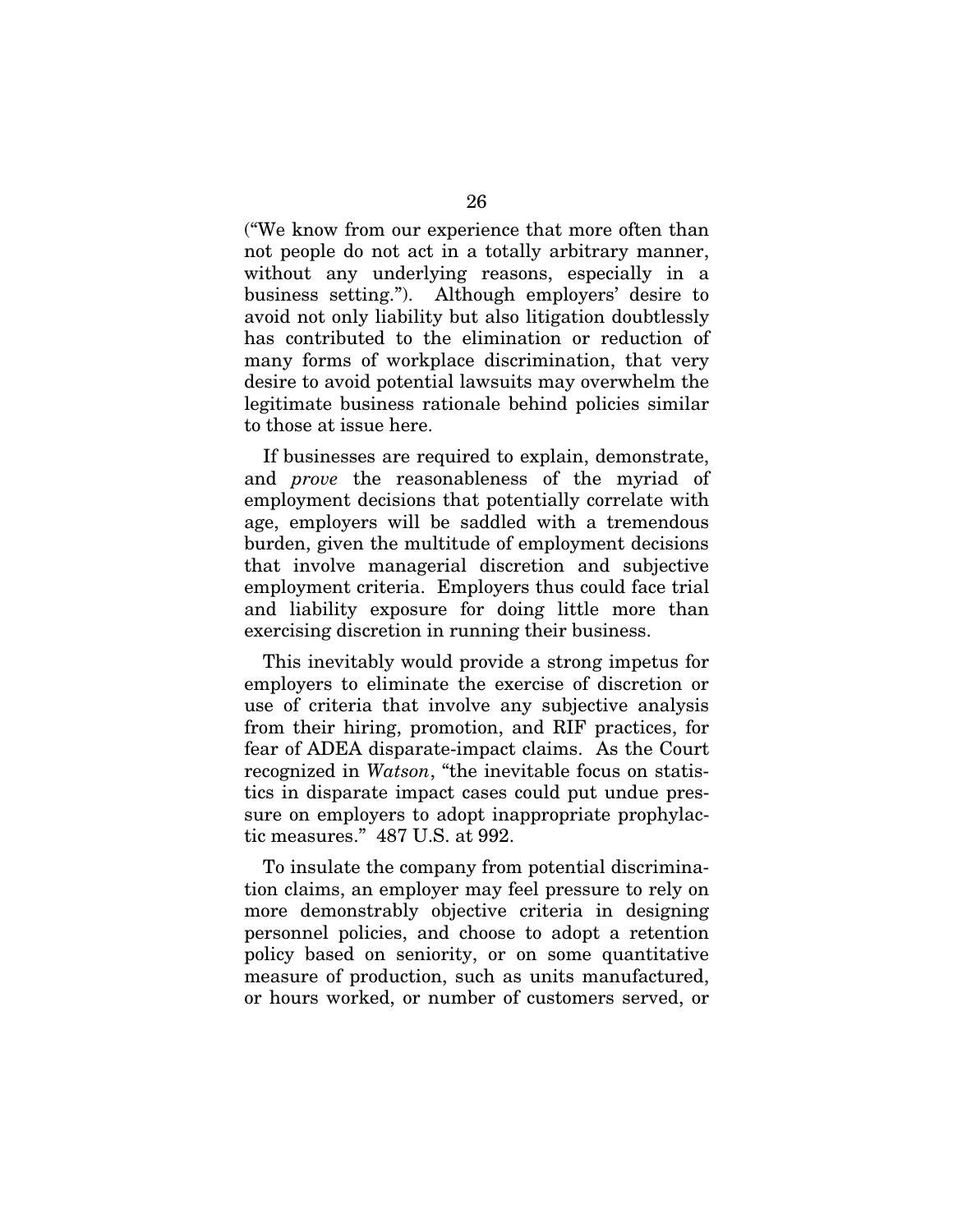("We know from our experience that more often than not people do not act in a totally arbitrary manner, without any underlying reasons, especially in a business setting."). Although employers' desire to avoid not only liability but also litigation doubtlessly has contributed to the elimination or reduction of many forms of workplace discrimination, that very desire to avoid potential lawsuits may overwhelm the legitimate business rationale behind policies similar to those at issue here.

If businesses are required to explain, demonstrate, and *prove* the reasonableness of the myriad of employment decisions that potentially correlate with age, employers will be saddled with a tremendous burden, given the multitude of employment decisions that involve managerial discretion and subjective employment criteria. Employers thus could face trial and liability exposure for doing little more than exercising discretion in running their business.

This inevitably would provide a strong impetus for employers to eliminate the exercise of discretion or use of criteria that involve any subjective analysis from their hiring, promotion, and RIF practices, for fear of ADEA disparate-impact claims. As the Court recognized in *Watson*, "the inevitable focus on statistics in disparate impact cases could put undue pressure on employers to adopt inappropriate prophylactic measures." 487 U.S. at 992.

To insulate the company from potential discrimination claims, an employer may feel pressure to rely on more demonstrably objective criteria in designing personnel policies, and choose to adopt a retention policy based on seniority, or on some quantitative measure of production, such as units manufactured, or hours worked, or number of customers served, or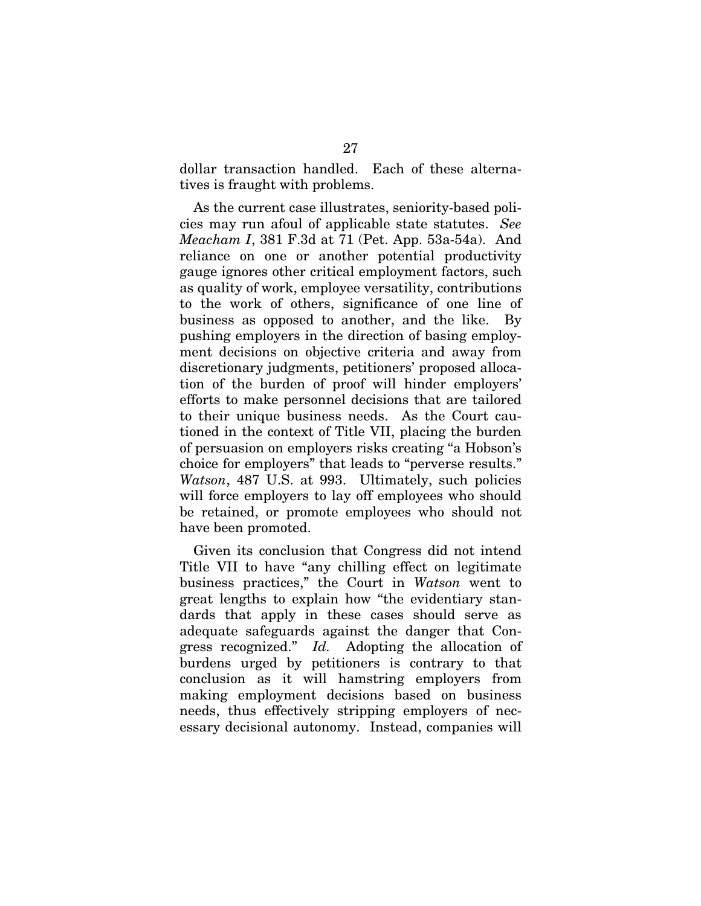dollar transaction handled. Each of these alternatives is fraught with problems.

As the current case illustrates, seniority-based policies may run afoul of applicable state statutes. *See Meacham I*, 381 F.3d at 71 (Pet. App. 53a-54a). And reliance on one or another potential productivity gauge ignores other critical employment factors, such as quality of work, employee versatility, contributions to the work of others, significance of one line of business as opposed to another, and the like. By pushing employers in the direction of basing employment decisions on objective criteria and away from discretionary judgments, petitioners' proposed allocation of the burden of proof will hinder employers' efforts to make personnel decisions that are tailored to their unique business needs. As the Court cautioned in the context of Title VII, placing the burden of persuasion on employers risks creating "a Hobson's choice for employers" that leads to "perverse results." *Watson*, 487 U.S. at 993. Ultimately, such policies will force employers to lay off employees who should be retained, or promote employees who should not have been promoted.

Given its conclusion that Congress did not intend Title VII to have "any chilling effect on legitimate business practices," the Court in *Watson* went to great lengths to explain how "the evidentiary standards that apply in these cases should serve as adequate safeguards against the danger that Congress recognized." *Id.* Adopting the allocation of burdens urged by petitioners is contrary to that conclusion as it will hamstring employers from making employment decisions based on business needs, thus effectively stripping employers of necessary decisional autonomy. Instead, companies will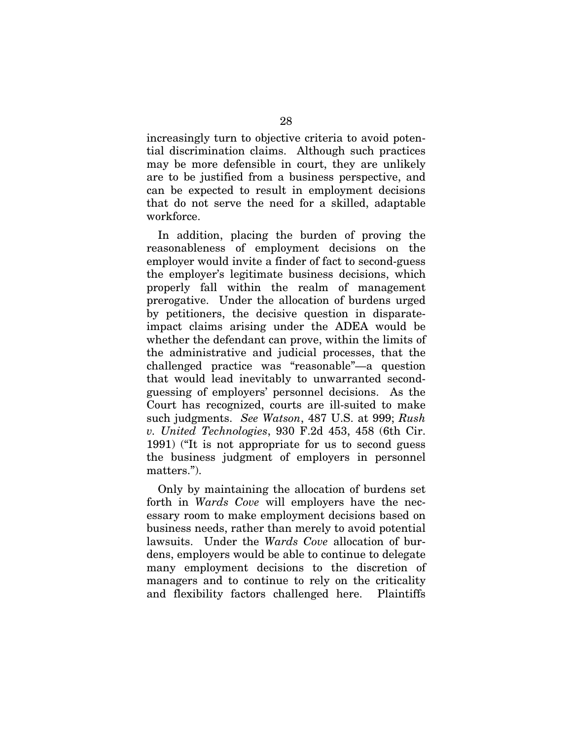increasingly turn to objective criteria to avoid potential discrimination claims. Although such practices may be more defensible in court, they are unlikely are to be justified from a business perspective, and can be expected to result in employment decisions that do not serve the need for a skilled, adaptable workforce.

In addition, placing the burden of proving the reasonableness of employment decisions on the employer would invite a finder of fact to second-guess the employer's legitimate business decisions, which properly fall within the realm of management prerogative. Under the allocation of burdens urged by petitioners, the decisive question in disparate-impact claims arising under the ADEA would be whether the defendant can prove, within the limits of the administrative and judicial processes, that the challenged practice was "reasonable"—a question that would lead inevitably to unwarranted second-guessing of employers' personnel decisions. As the Court has recognized, courts are ill-suited to make such judgments. *See Watson*, 487 U.S. at 999; *Rush v. United Technologies*, 930 F.2d 453, 458 (6th Cir. 1991) ("It is not appropriate for us to second guess the business judgment of employers in personnel matters.").

Only by maintaining the allocation of burdens set forth in *Wards Cove* will employers have the necessary room to make employment decisions based on business needs, rather than merely to avoid potential lawsuits. Under the *Wards Cove* allocation of burdens, employers would be able to continue to delegate many employment decisions to the discretion of managers and to continue to rely on the criticality and flexibility factors challenged here. Plaintiffs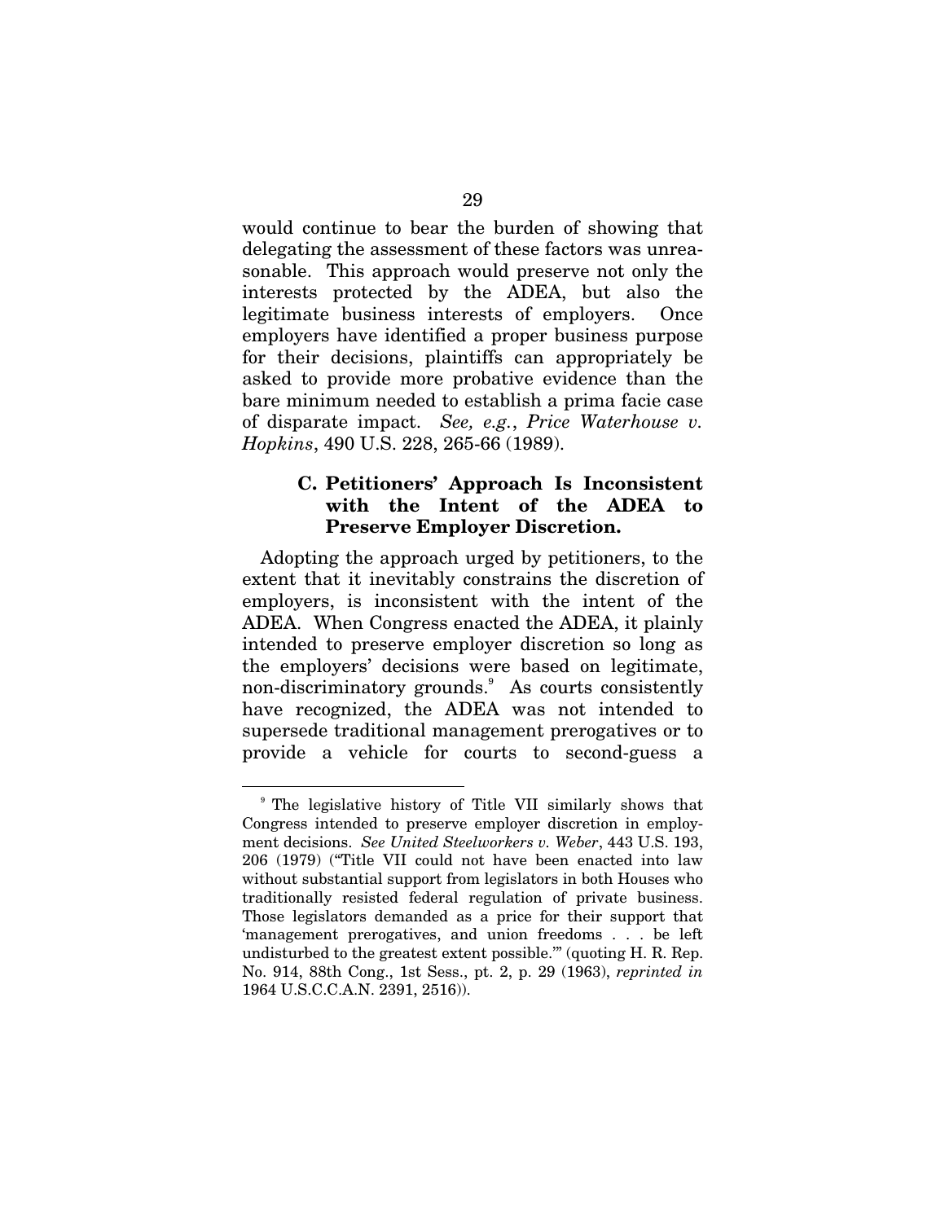would continue to bear the burden of showing that delegating the assessment of these factors was unreasonable. This approach would preserve not only the interests protected by the ADEA, but also the legitimate business interests of employers. Once employers have identified a proper business purpose for their decisions, plaintiffs can appropriately be asked to provide more probative evidence than the bare minimum needed to establish a prima facie case of disparate impact. *See, e.g.*, *Price Waterhouse v. Hopkins*, 490 U.S. 228, 265-66 (1989).

### C. Petitioners' Approach Is Inconsistent with the Intent of the ADEA to Preserve Employer Discretion.

Adopting the approach urged by petitioners, to the extent that it inevitably constrains the discretion of employers, is inconsistent with the intent of the ADEA. When Congress enacted the ADEA, it plainly intended to preserve employer discretion so long as the employers' decisions were based on legitimate, non-discriminatory grounds.[9] As courts consistently have recognized, the ADEA was not intended to supersede traditional management prerogatives or to provide a vehicle for courts to second-guess a

---

[9] The legislative history of Title VII similarly shows that Congress intended to preserve employer discretion in employment decisions. *See United Steelworkers v. Weber*, 443 U.S. 193, 206 (1979) ("Title VII could not have been enacted into law without substantial support from legislators in both Houses who traditionally resisted federal regulation of private business. Those legislators demanded as a price for their support that 'management prerogatives, and union freedoms . . . be left undisturbed to the greatest extent possible.'" (quoting H. R. Rep. No. 914, 88th Cong., 1st Sess., pt. 2, p. 29 (1963), *reprinted in* 1964 U.S.C.C.A.N. 2391, 2516)).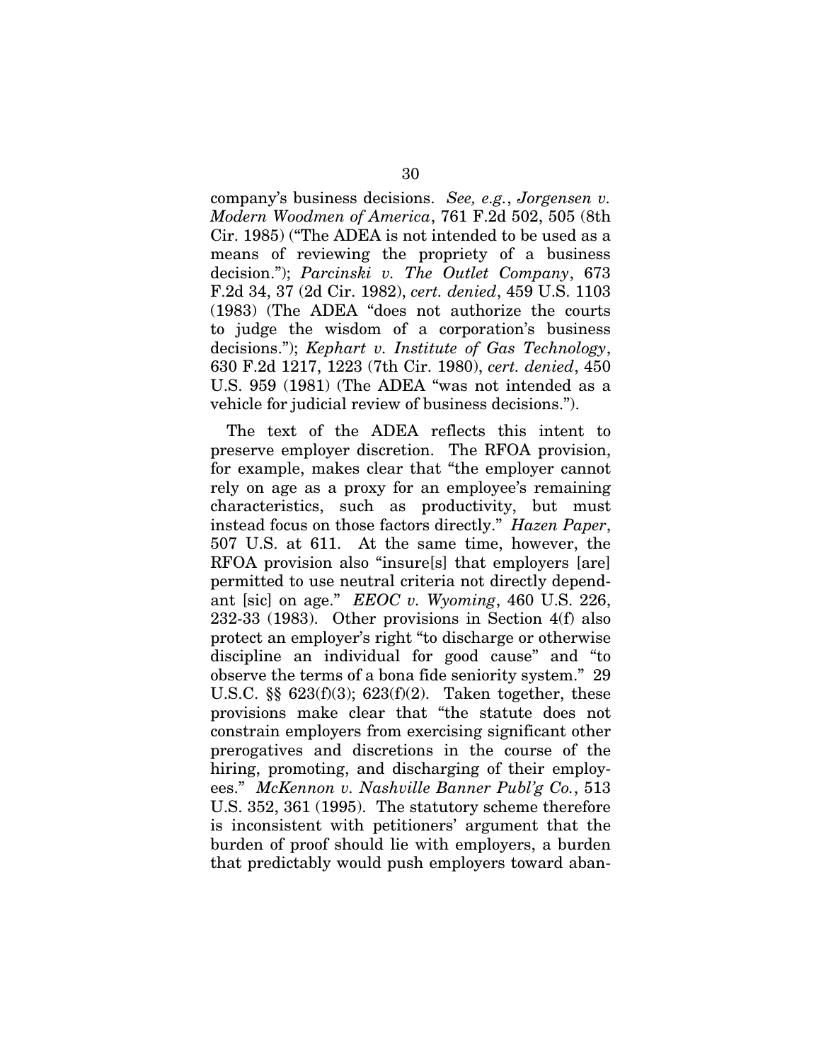company's business decisions. *See, e.g.*, *Jorgensen v. Modern Woodmen of America*, 761 F.2d 502, 505 (8th Cir. 1985) ("The ADEA is not intended to be used as a means of reviewing the propriety of a business decision."); *Parcinski v. The Outlet Company*, 673 F.2d 34, 37 (2d Cir. 1982), *cert. denied*, 459 U.S. 1103 (1983) (The ADEA "does not authorize the courts to judge the wisdom of a corporation's business decisions."); *Kephart v. Institute of Gas Technology*, 630 F.2d 1217, 1223 (7th Cir. 1980), *cert. denied*, 450 U.S. 959 (1981) (The ADEA "was not intended as a vehicle for judicial review of business decisions.").

The text of the ADEA reflects this intent to preserve employer discretion. The RFOA provision, for example, makes clear that "the employer cannot rely on age as a proxy for an employee's remaining characteristics, such as productivity, but must instead focus on those factors directly." *Hazen Paper*, 507 U.S. at 611. At the same time, however, the RFOA provision also "insure[s] that employers [are] permitted to use neutral criteria not directly dependant [sic] on age." *EEOC v. Wyoming*, 460 U.S. 226, 232-33 (1983). Other provisions in Section 4(f) also protect an employer's right "to discharge or otherwise discipline an individual for good cause" and "to observe the terms of a bona fide seniority system." 29 U.S.C. §§ 623(f)(3); 623(f)(2). Taken together, these provisions make clear that "the statute does not constrain employers from exercising significant other prerogatives and discretions in the course of the hiring, promoting, and discharging of their employees." *McKennon v. Nashville Banner Publ'g Co.*, 513 U.S. 352, 361 (1995). The statutory scheme therefore is inconsistent with petitioners' argument that the burden of proof should lie with employers, a burden that predictably would push employers toward aban-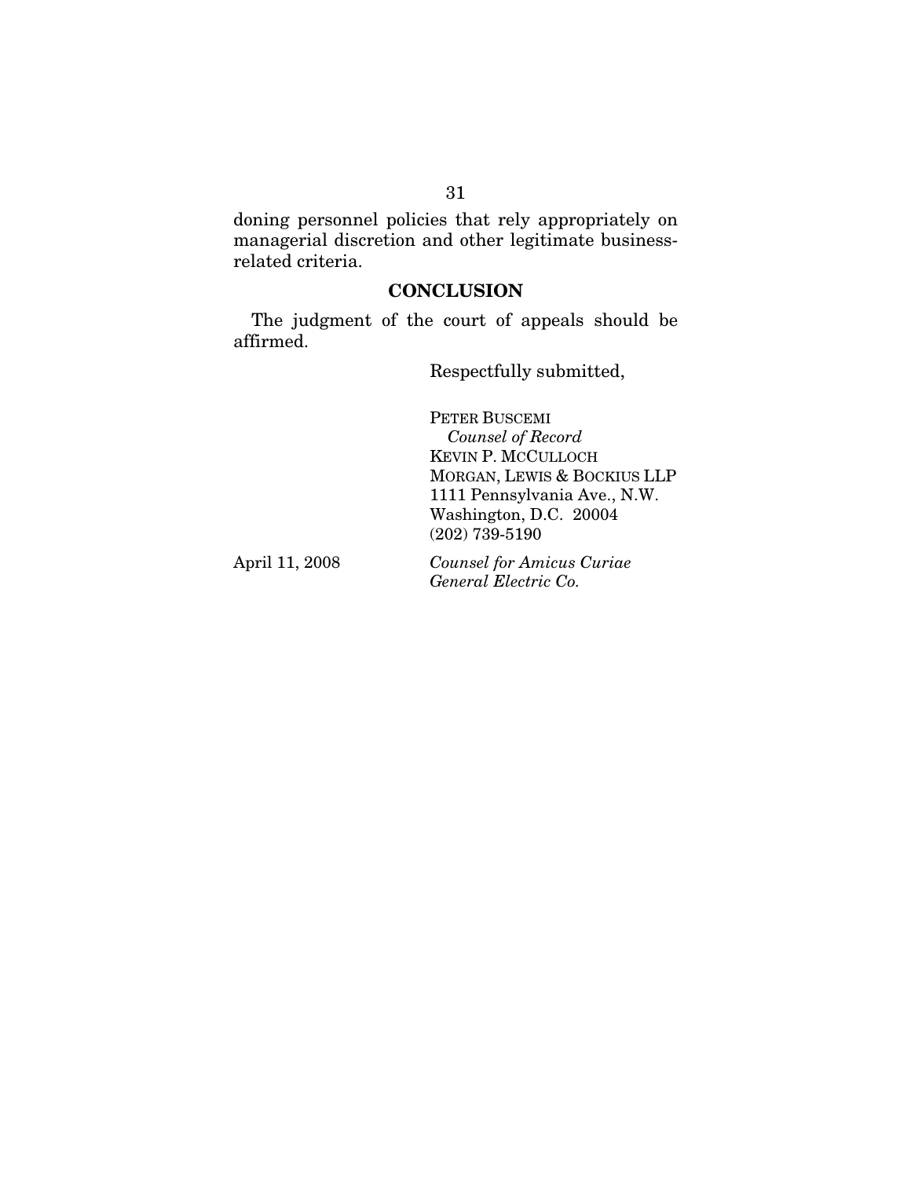doning personnel policies that rely appropriately on managerial discretion and other legitimate business-related criteria.

## CONCLUSION

The judgment of the court of appeals should be affirmed.

Respectfully submitted,

PETER BUSCEMI
*Counsel of Record*
KEVIN P. MCCULLOCH
MORGAN, LEWIS & BOCKIUS LLP
1111 Pennsylvania Ave., N.W.
Washington, D.C. 20004
(202) 739-5190

April 11, 2008

*Counsel for Amicus Curiae General Electric Co.*